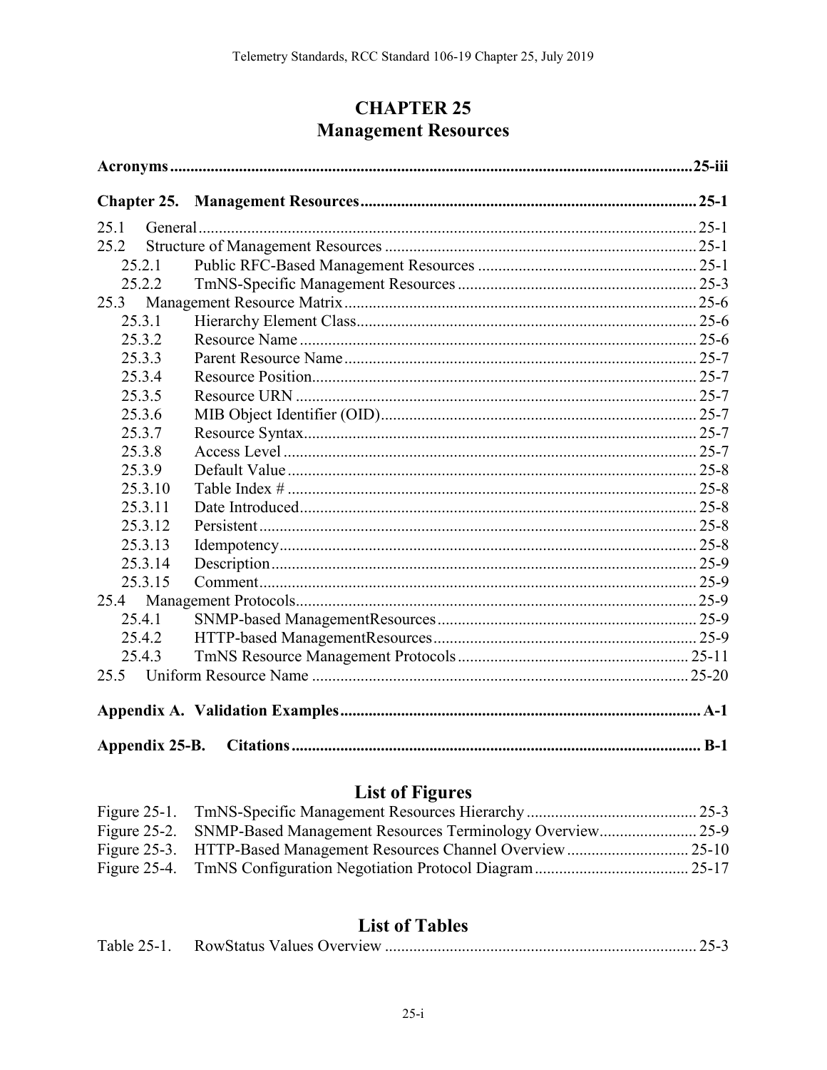# CHAPTER 25
# Management Resources

**Acronyms** ............................................................................................................................ **25-iii**

**Chapter 25. Management Resources** .................................................................................. **25-1**

25.1 General ............................................................................................................ 25-1
25.2 Structure of Management Resources ............................................................... 25-1
 25.2.1 Public RFC-Based Management Resources ............................................. 25-1
 25.2.2 TmNS-Specific Management Resources .................................................. 25-3
25.3 Management Resource Matrix ......................................................................... 25-6
 25.3.1 Hierarchy Element Class .......................................................................... 25-6
 25.3.2 Resource Name ......................................................................................... 25-6
 25.3.3 Parent Resource Name .............................................................................. 25-7
 25.3.4 Resource Position ...................................................................................... 25-7
 25.3.5 Resource URN .......................................................................................... 25-7
 25.3.6 MIB Object Identifier (OID) ..................................................................... 25-7
 25.3.7 Resource Syntax ........................................................................................ 25-7
 25.3.8 Access Level ............................................................................................. 25-7
 25.3.9 Default Value ............................................................................................ 25-8
 25.3.10 Table Index # ............................................................................................ 25-8
 25.3.11 Date Introduced ........................................................................................ 25-8
 25.3.12 Persistent .................................................................................................. 25-8
 25.3.13 Idempotency ............................................................................................. 25-8
 25.3.14 Description ............................................................................................... 25-9
 25.3.15 Comment .................................................................................................. 25-9
25.4 Management Protocols .................................................................................... 25-9
 25.4.1 SNMP-based ManagementResources ...................................................... 25-9
 25.4.2 HTTP-based ManagementResources ....................................................... 25-9
 25.4.3 TmNS Resource Management Protocols ................................................ 25-11
25.5 Uniform Resource Name .............................................................................. 25-20

**Appendix A. Validation Examples** ....................................................................................... **A-1**

**Appendix 25-B. Citations** ..................................................................................................... **B-1**

## List of Figures

Figure 25-1. TmNS-Specific Management Resources Hierarchy .......................................... 25-3
Figure 25-2. SNMP-Based Management Resources Terminology Overview ........................ 25-9
Figure 25-3. HTTP-Based Management Resources Channel Overview ............................. 25-10
Figure 25-4. TmNS Configuration Negotiation Protocol Diagram ...................................... 25-17

## List of Tables

Table 25-1. RowStatus Values Overview ............................................................................ 25-3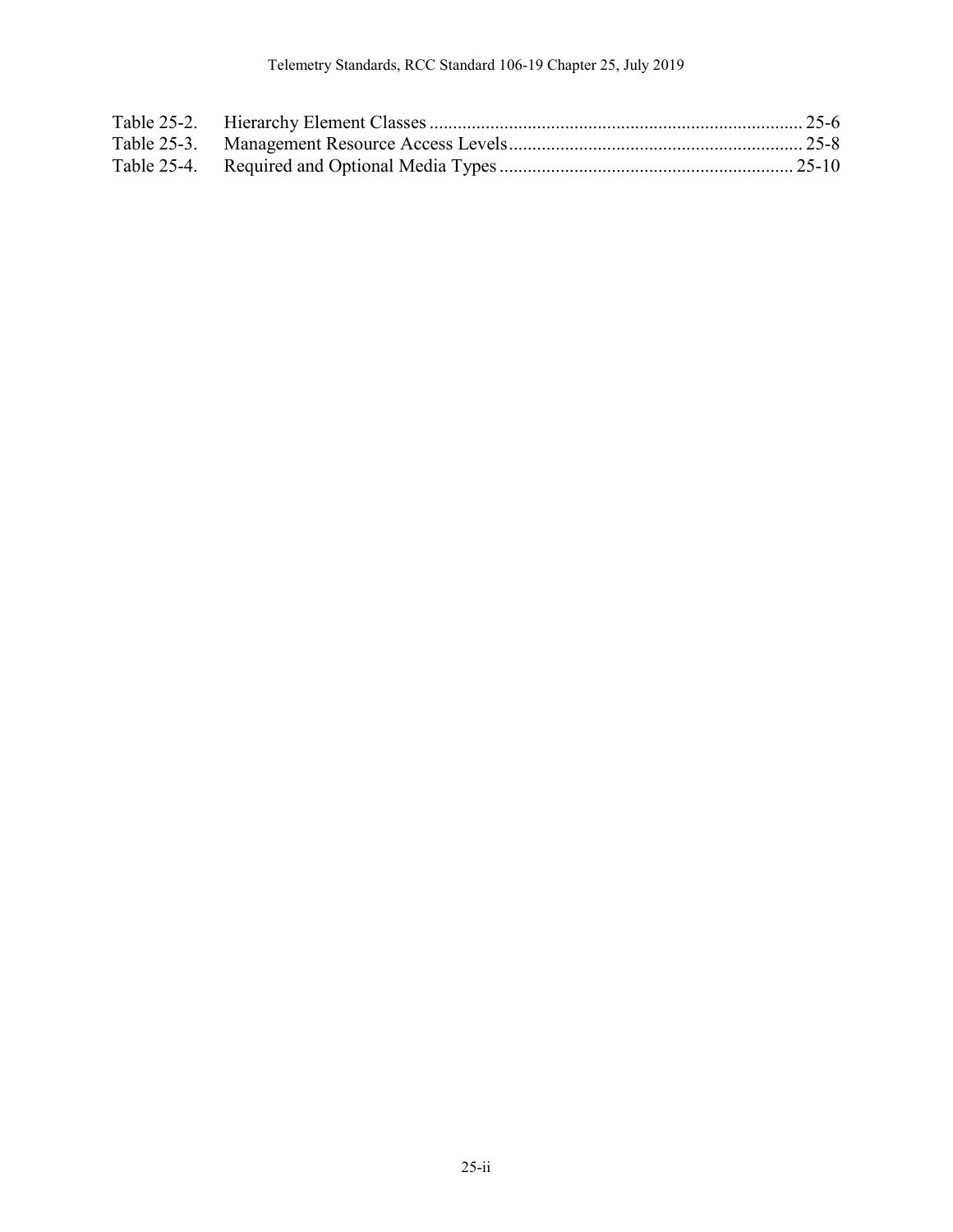Table 25-2. Hierarchy Element Classes ............................................................................... 25-6
Table 25-3. Management Resource Access Levels.............................................................. 25-8
Table 25-4. Required and Optional Media Types .............................................................. 25-10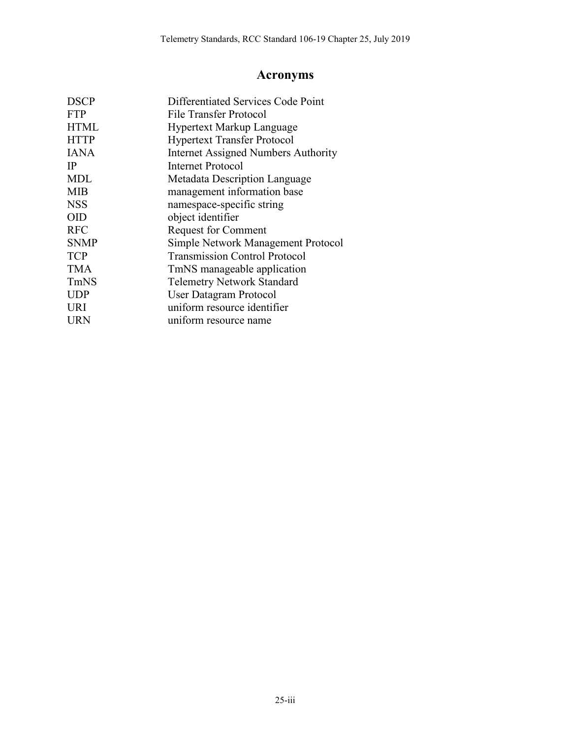# Acronyms

| | |
|---|---|
| DSCP | Differentiated Services Code Point |
| FTP | File Transfer Protocol |
| HTML | Hypertext Markup Language |
| HTTP | Hypertext Transfer Protocol |
| IANA | Internet Assigned Numbers Authority |
| IP | Internet Protocol |
| MDL | Metadata Description Language |
| MIB | management information base |
| NSS | namespace-specific string |
| OID | object identifier |
| RFC | Request for Comment |
| SNMP | Simple Network Management Protocol |
| TCP | Transmission Control Protocol |
| TMA | TmNS manageable application |
| TmNS | Telemetry Network Standard |
| UDP | User Datagram Protocol |
| URI | uniform resource identifier |
| URN | uniform resource name |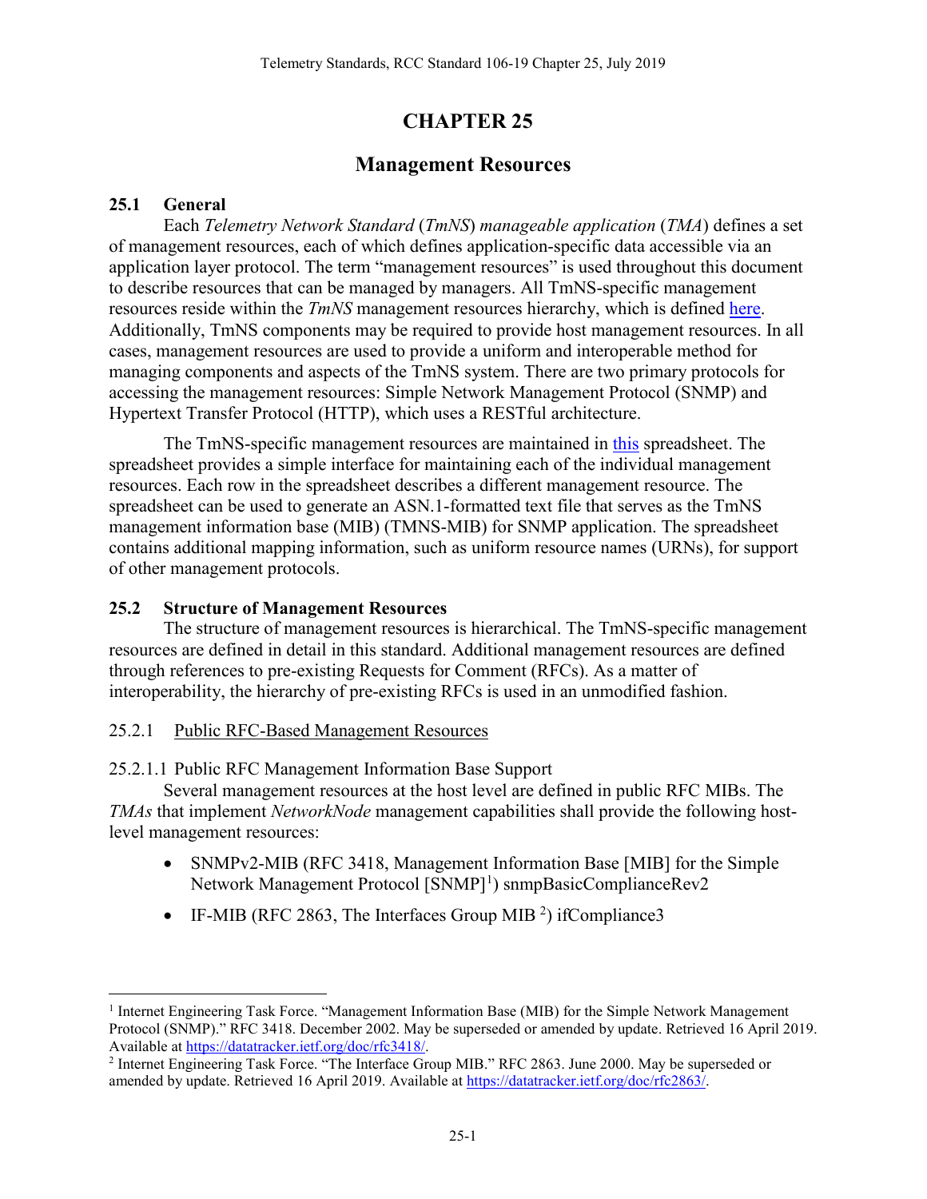# CHAPTER 25

## Management Resources

### 25.1 General

Each *Telemetry Network Standard* (*TmNS*) *manageable application* (*TMA*) defines a set of management resources, each of which defines application-specific data accessible via an application layer protocol. The term "management resources" is used throughout this document to describe resources that can be managed by managers. All TmNS-specific management resources reside within the *TmNS* management resources hierarchy, which is defined here. Additionally, TmNS components may be required to provide host management resources. In all cases, management resources are used to provide a uniform and interoperable method for managing components and aspects of the TmNS system. There are two primary protocols for accessing the management resources: Simple Network Management Protocol (SNMP) and Hypertext Transfer Protocol (HTTP), which uses a RESTful architecture.

The TmNS-specific management resources are maintained in this spreadsheet. The spreadsheet provides a simple interface for maintaining each of the individual management resources. Each row in the spreadsheet describes a different management resource. The spreadsheet can be used to generate an ASN.1-formatted text file that serves as the TmNS management information base (MIB) (TMNS-MIB) for SNMP application. The spreadsheet contains additional mapping information, such as uniform resource names (URNs), for support of other management protocols.

### 25.2 Structure of Management Resources

The structure of management resources is hierarchical. The TmNS-specific management resources are defined in detail in this standard. Additional management resources are defined through references to pre-existing Requests for Comment (RFCs). As a matter of interoperability, the hierarchy of pre-existing RFCs is used in an unmodified fashion.

#### 25.2.1 Public RFC-Based Management Resources

##### 25.2.1.1 Public RFC Management Information Base Support

Several management resources at the host level are defined in public RFC MIBs. The *TMAs* that implement *NetworkNode* management capabilities shall provide the following host-level management resources:

- SNMPv2-MIB (RFC 3418, Management Information Base [MIB] for the Simple Network Management Protocol [SNMP][1]) snmpBasicComplianceRev2
- IF-MIB (RFC 2863, The Interfaces Group MIB [2]) ifCompliance3

---

[1] Internet Engineering Task Force. "Management Information Base (MIB) for the Simple Network Management Protocol (SNMP)." RFC 3418. December 2002. May be superseded or amended by update. Retrieved 16 April 2019. Available at https://datatracker.ietf.org/doc/rfc3418/.

[2] Internet Engineering Task Force. "The Interface Group MIB." RFC 2863. June 2000. May be superseded or amended by update. Retrieved 16 April 2019. Available at https://datatracker.ietf.org/doc/rfc2863/.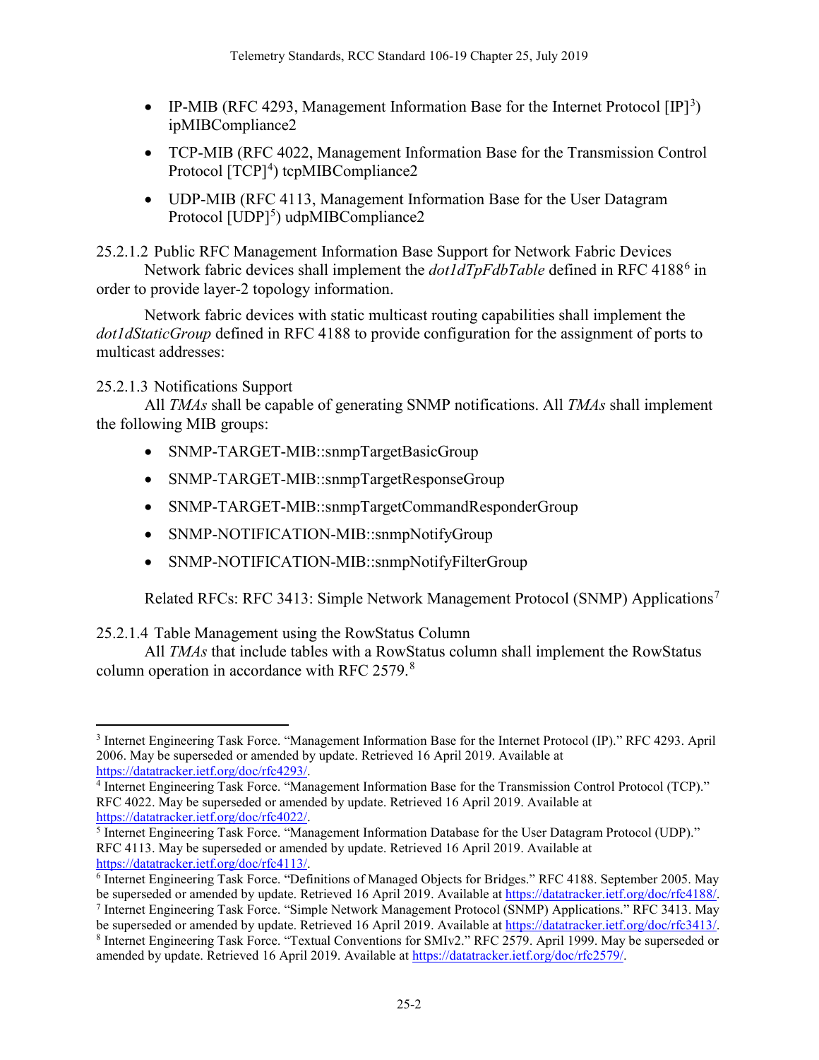- IP-MIB (RFC 4293, Management Information Base for the Internet Protocol [IP][3]) ipMIBCompliance2
- TCP-MIB (RFC 4022, Management Information Base for the Transmission Control Protocol [TCP][4]) tcpMIBCompliance2
- UDP-MIB (RFC 4113, Management Information Base for the User Datagram Protocol [UDP][5]) udpMIBCompliance2

#### 25.2.1.2 Public RFC Management Information Base Support for Network Fabric Devices

Network fabric devices shall implement the *dot1dTpFdbTable* defined in RFC 4188[6] in order to provide layer-2 topology information.

Network fabric devices with static multicast routing capabilities shall implement the *dot1dStaticGroup* defined in RFC 4188 to provide configuration for the assignment of ports to multicast addresses:

#### 25.2.1.3 Notifications Support

All *TMAs* shall be capable of generating SNMP notifications. All *TMAs* shall implement the following MIB groups:

- SNMP-TARGET-MIB::snmpTargetBasicGroup
- SNMP-TARGET-MIB::snmpTargetResponseGroup
- SNMP-TARGET-MIB::snmpTargetCommandResponderGroup
- SNMP-NOTIFICATION-MIB::snmpNotifyGroup
- SNMP-NOTIFICATION-MIB::snmpNotifyFilterGroup

Related RFCs: RFC 3413: Simple Network Management Protocol (SNMP) Applications[7]

#### 25.2.1.4 Table Management using the RowStatus Column

All *TMAs* that include tables with a RowStatus column shall implement the RowStatus column operation in accordance with RFC 2579.[8]

---

[3] Internet Engineering Task Force. "Management Information Base for the Internet Protocol (IP)." RFC 4293. April 2006. May be superseded or amended by update. Retrieved 16 April 2019. Available at https://datatracker.ietf.org/doc/rfc4293/.

[4] Internet Engineering Task Force. "Management Information Base for the Transmission Control Protocol (TCP)." RFC 4022. May be superseded or amended by update. Retrieved 16 April 2019. Available at https://datatracker.ietf.org/doc/rfc4022/.

[5] Internet Engineering Task Force. "Management Information Database for the User Datagram Protocol (UDP)." RFC 4113. May be superseded or amended by update. Retrieved 16 April 2019. Available at https://datatracker.ietf.org/doc/rfc4113/.

[6] Internet Engineering Task Force. "Definitions of Managed Objects for Bridges." RFC 4188. September 2005. May be superseded or amended by update. Retrieved 16 April 2019. Available at https://datatracker.ietf.org/doc/rfc4188/.

[7] Internet Engineering Task Force. "Simple Network Management Protocol (SNMP) Applications." RFC 3413. May be superseded or amended by update. Retrieved 16 April 2019. Available at https://datatracker.ietf.org/doc/rfc3413/.

[8] Internet Engineering Task Force. "Textual Conventions for SMIv2." RFC 2579. April 1999. May be superseded or amended by update. Retrieved 16 April 2019. Available at https://datatracker.ietf.org/doc/rfc2579/.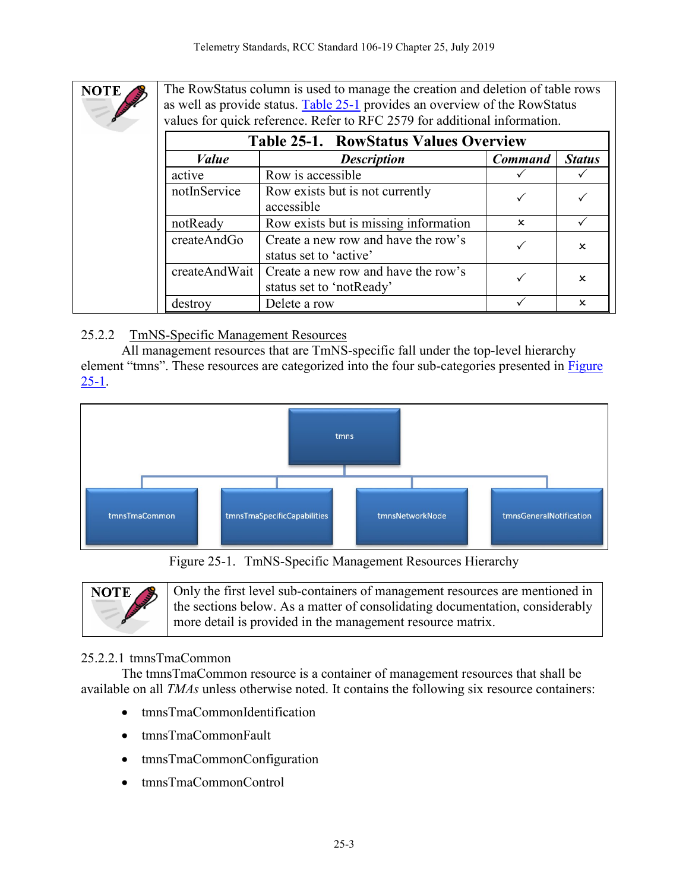**NOTE** The RowStatus column is used to manage the creation and deletion of table rows as well as provide status. Table 25-1 provides an overview of the RowStatus values for quick reference. Refer to RFC 2579 for additional information.

**Table 25-1. RowStatus Values Overview**

| *Value* | *Description* | *Command* | *Status* |
|---|---|---|---|
| active | Row is accessible | ✓ | ✓ |
| notInService | Row exists but is not currently accessible | ✓ | ✓ |
| notReady | Row exists but is missing information | × | ✓ |
| createAndGo | Create a new row and have the row's status set to 'active' | ✓ | × |
| createAndWait | Create a new row and have the row's status set to 'notReady' | ✓ | × |
| destroy | Delete a row | ✓ | × |

### 25.2.2 TmNS-Specific Management Resources

All management resources that are TmNS-specific fall under the top-level hierarchy element "tmns". These resources are categorized into the four sub-categories presented in Figure 25-1.

Figure 25-1. TmNS-Specific Management Resources Hierarchy

**NOTE** Only the first level sub-containers of management resources are mentioned in the sections below. As a matter of consolidating documentation, considerably more detail is provided in the management resource matrix.

#### 25.2.2.1 tmnsTmaCommon

The tmnsTmaCommon resource is a container of management resources that shall be available on all *TMAs* unless otherwise noted. It contains the following six resource containers:

- tmnsTmaCommonIdentification
- tmnsTmaCommonFault
- tmnsTmaCommonConfiguration
- tmnsTmaCommonControl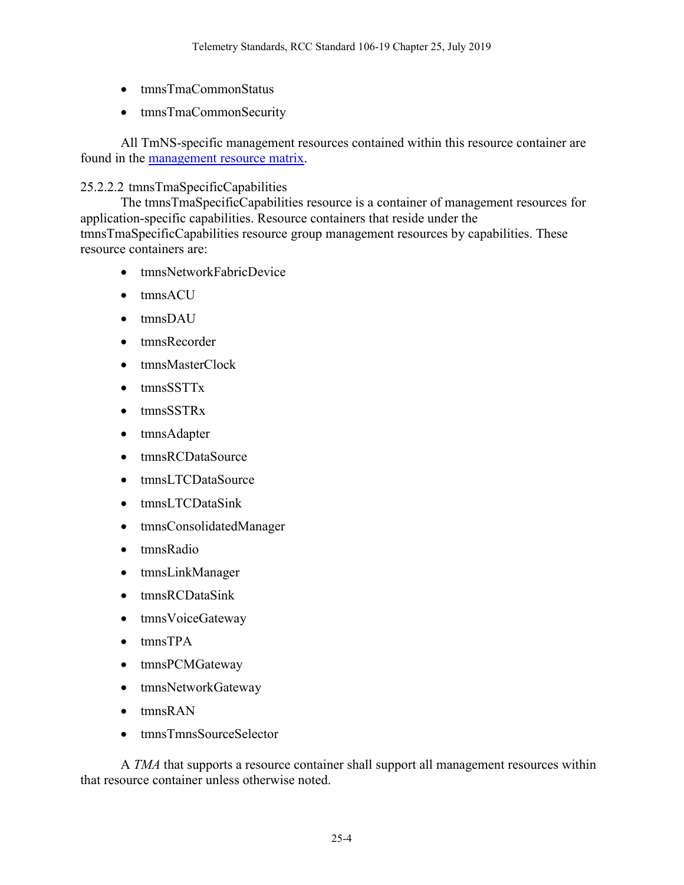- tmnsTmaCommonStatus
- tmnsTmaCommonSecurity

All TmNS-specific management resources contained within this resource container are found in the management resource matrix.

#### 25.2.2.2 tmnsTmaSpecificCapabilities

The tmnsTmaSpecificCapabilities resource is a container of management resources for application-specific capabilities. Resource containers that reside under the tmnsTmaSpecificCapabilities resource group management resources by capabilities. These resource containers are:

- tmnsNetworkFabricDevice
- tmnsACU
- tmnsDAU
- tmnsRecorder
- tmnsMasterClock
- tmnsSSTTx
- tmnsSSTRx
- tmnsAdapter
- tmnsRCDataSource
- tmnsLTCDataSource
- tmnsLTCDataSink
- tmnsConsolidatedManager
- tmnsRadio
- tmnsLinkManager
- tmnsRCDataSink
- tmnsVoiceGateway
- tmnsTPA
- tmnsPCMGateway
- tmnsNetworkGateway
- tmnsRAN
- tmnsTmnsSourceSelector

A *TMA* that supports a resource container shall support all management resources within that resource container unless otherwise noted.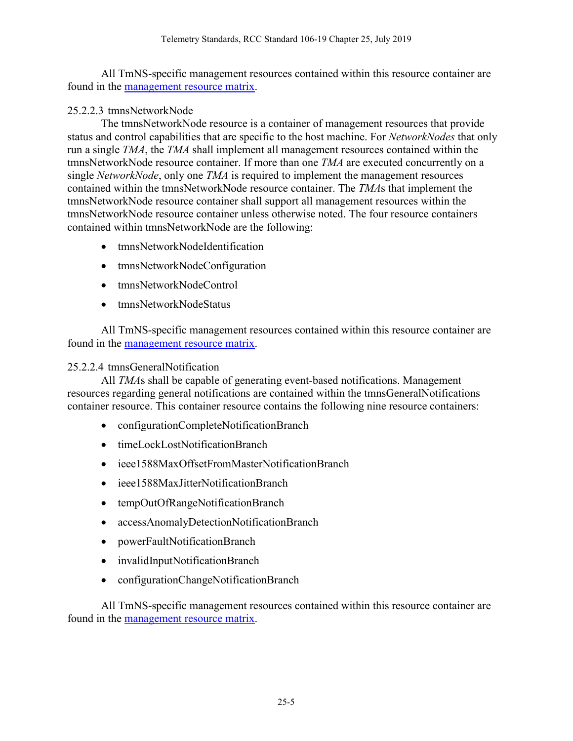All TmNS-specific management resources contained within this resource container are found in the [management resource matrix](#).

#### 25.2.2.3 tmnsNetworkNode

The tmnsNetworkNode resource is a container of management resources that provide status and control capabilities that are specific to the host machine. For *NetworkNodes* that only run a single *TMA*, the *TMA* shall implement all management resources contained within the tmnsNetworkNode resource container. If more than one *TMA* are executed concurrently on a single *NetworkNode*, only one *TMA* is required to implement the management resources contained within the tmnsNetworkNode resource container. The *TMA*s that implement the tmnsNetworkNode resource container shall support all management resources within the tmnsNetworkNode resource container unless otherwise noted. The four resource containers contained within tmnsNetworkNode are the following:

- tmnsNetworkNodeIdentification
- tmnsNetworkNodeConfiguration
- tmnsNetworkNodeControl
- tmnsNetworkNodeStatus

All TmNS-specific management resources contained within this resource container are found in the [management resource matrix](#).

#### 25.2.2.4 tmnsGeneralNotification

All *TMA*s shall be capable of generating event-based notifications. Management resources regarding general notifications are contained within the tmnsGeneralNotifications container resource. This container resource contains the following nine resource containers:

- configurationCompleteNotificationBranch
- timeLockLostNotificationBranch
- ieee1588MaxOffsetFromMasterNotificationBranch
- ieee1588MaxJitterNotificationBranch
- tempOutOfRangeNotificationBranch
- accessAnomalyDetectionNotificationBranch
- powerFaultNotificationBranch
- invalidInputNotificationBranch
- configurationChangeNotificationBranch

All TmNS-specific management resources contained within this resource container are found in the [management resource matrix](#).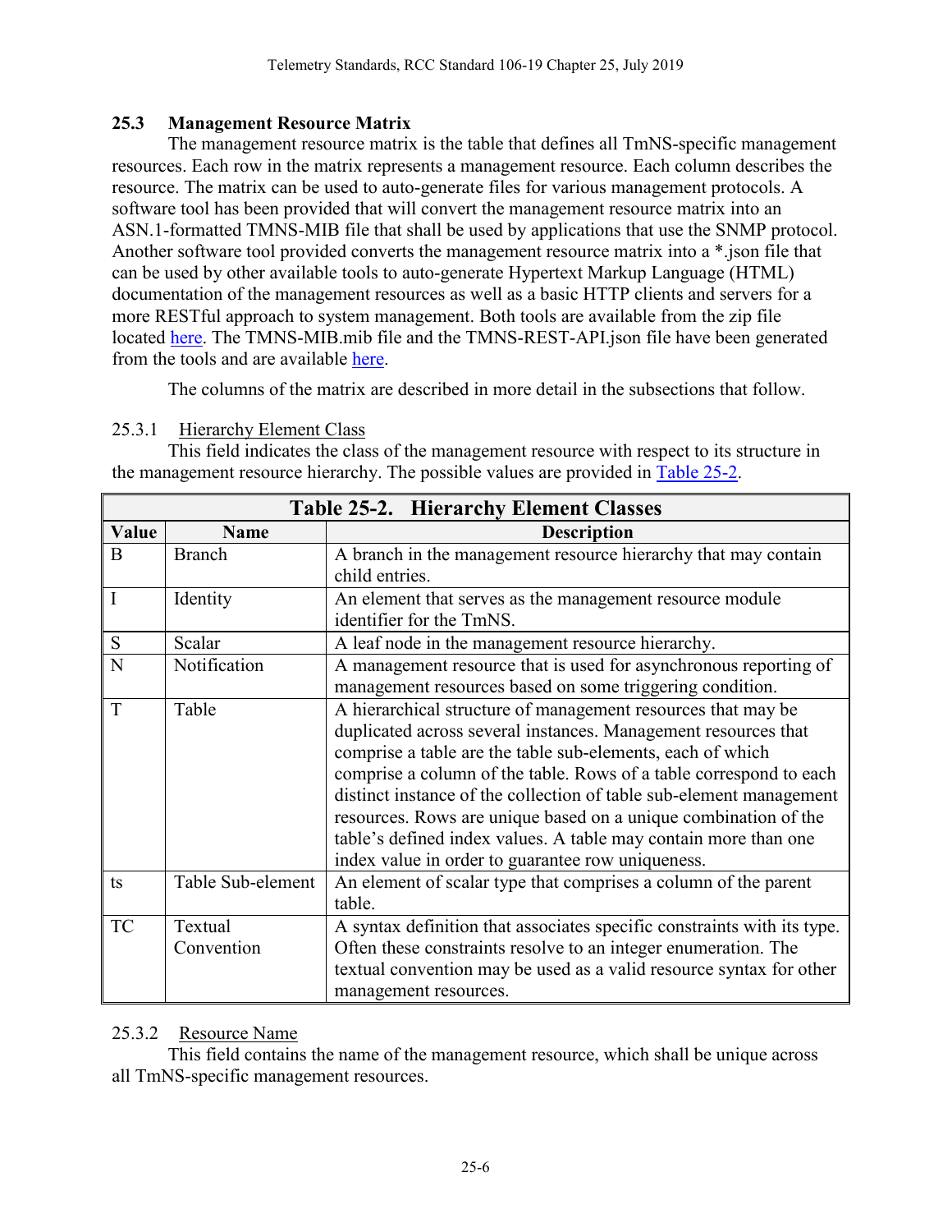## 25.3 Management Resource Matrix

The management resource matrix is the table that defines all TmNS-specific management resources. Each row in the matrix represents a management resource. Each column describes the resource. The matrix can be used to auto-generate files for various management protocols. A software tool has been provided that will convert the management resource matrix into an ASN.1-formatted TMNS-MIB file that shall be used by applications that use the SNMP protocol. Another software tool provided converts the management resource matrix into a *.json file that can be used by other available tools to auto-generate Hypertext Markup Language (HTML) documentation of the management resources as well as a basic HTTP clients and servers for a more RESTful approach to system management. Both tools are available from the zip file located here. The TMNS-MIB.mib file and the TMNS-REST-API.json file have been generated from the tools and are available here.

The columns of the matrix are described in more detail in the subsections that follow.

### 25.3.1 Hierarchy Element Class

This field indicates the class of the management resource with respect to its structure in the management resource hierarchy. The possible values are provided in Table 25-2.

**Table 25-2. Hierarchy Element Classes**

| Value | Name | Description |
|---|---|---|
| B | Branch | A branch in the management resource hierarchy that may contain child entries. |
| I | Identity | An element that serves as the management resource module identifier for the TmNS. |
| S | Scalar | A leaf node in the management resource hierarchy. |
| N | Notification | A management resource that is used for asynchronous reporting of management resources based on some triggering condition. |
| T | Table | A hierarchical structure of management resources that may be duplicated across several instances. Management resources that comprise a table are the table sub-elements, each of which comprise a column of the table. Rows of a table correspond to each distinct instance of the collection of table sub-element management resources. Rows are unique based on a unique combination of the table's defined index values. A table may contain more than one index value in order to guarantee row uniqueness. |
| ts | Table Sub-element | An element of scalar type that comprises a column of the parent table. |
| TC | Textual Convention | A syntax definition that associates specific constraints with its type. Often these constraints resolve to an integer enumeration. The textual convention may be used as a valid resource syntax for other management resources. |

### 25.3.2 Resource Name

This field contains the name of the management resource, which shall be unique across all TmNS-specific management resources.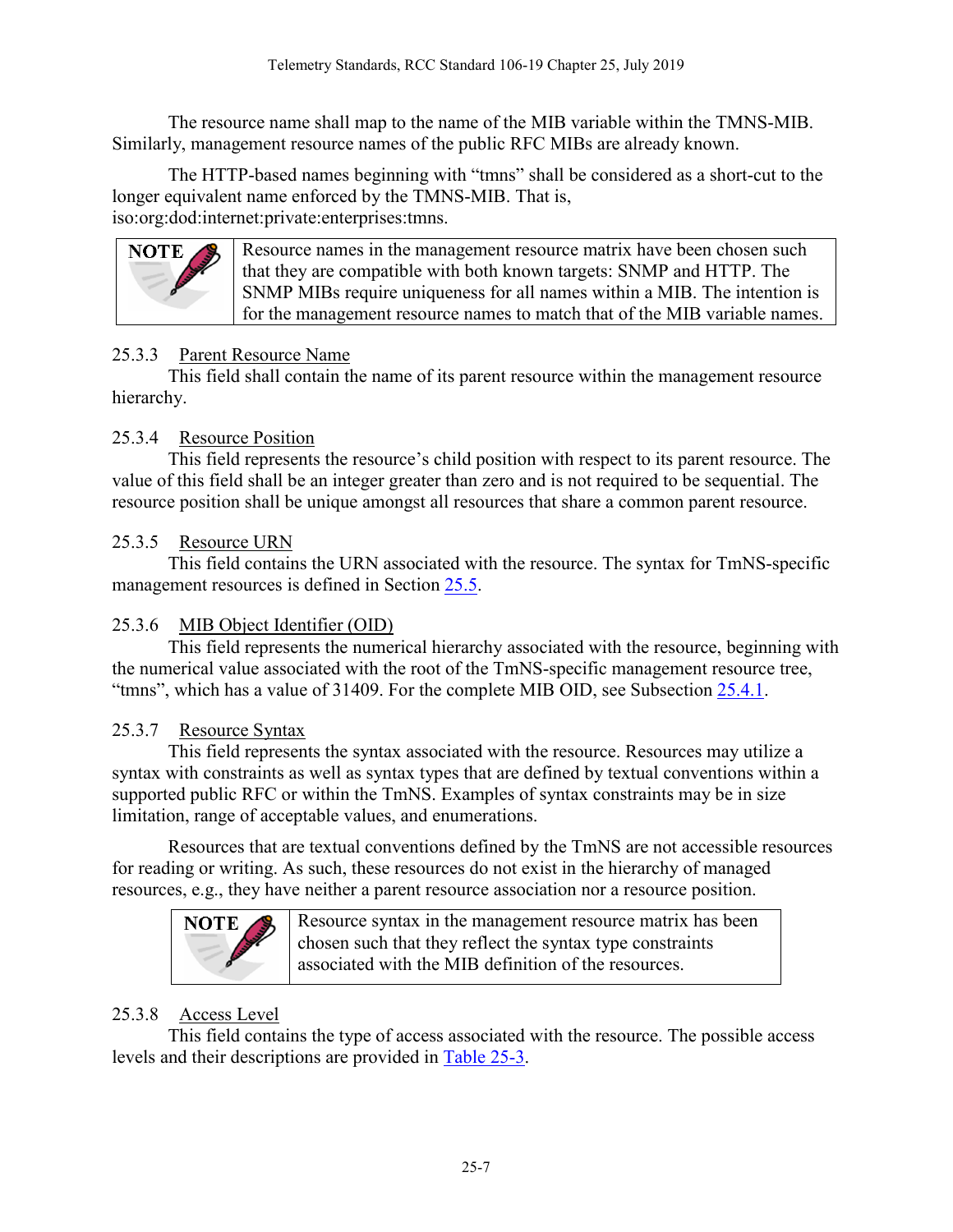The resource name shall map to the name of the MIB variable within the TMNS-MIB. Similarly, management resource names of the public RFC MIBs are already known.

The HTTP-based names beginning with "tmns" shall be considered as a short-cut to the longer equivalent name enforced by the TMNS-MIB. That is, iso:org:dod:internet:private:enterprises:tmns.

| NOTE | Resource names in the management resource matrix have been chosen such that they are compatible with both known targets: SNMP and HTTP. The SNMP MIBs require uniqueness for all names within a MIB. The intention is for the management resource names to match that of the MIB variable names. |
|---|---|

### 25.3.3 Parent Resource Name

This field shall contain the name of its parent resource within the management resource hierarchy.

### 25.3.4 Resource Position

This field represents the resource's child position with respect to its parent resource. The value of this field shall be an integer greater than zero and is not required to be sequential. The resource position shall be unique amongst all resources that share a common parent resource.

### 25.3.5 Resource URN

This field contains the URN associated with the resource. The syntax for TmNS-specific management resources is defined in Section 25.5.

### 25.3.6 MIB Object Identifier (OID)

This field represents the numerical hierarchy associated with the resource, beginning with the numerical value associated with the root of the TmNS-specific management resource tree, "tmns", which has a value of 31409. For the complete MIB OID, see Subsection 25.4.1.

### 25.3.7 Resource Syntax

This field represents the syntax associated with the resource. Resources may utilize a syntax with constraints as well as syntax types that are defined by textual conventions within a supported public RFC or within the TmNS. Examples of syntax constraints may be in size limitation, range of acceptable values, and enumerations.

Resources that are textual conventions defined by the TmNS are not accessible resources for reading or writing. As such, these resources do not exist in the hierarchy of managed resources, e.g., they have neither a parent resource association nor a resource position.

| NOTE | Resource syntax in the management resource matrix has been chosen such that they reflect the syntax type constraints associated with the MIB definition of the resources. |
|---|---|

### 25.3.8 Access Level

This field contains the type of access associated with the resource. The possible access levels and their descriptions are provided in Table 25-3.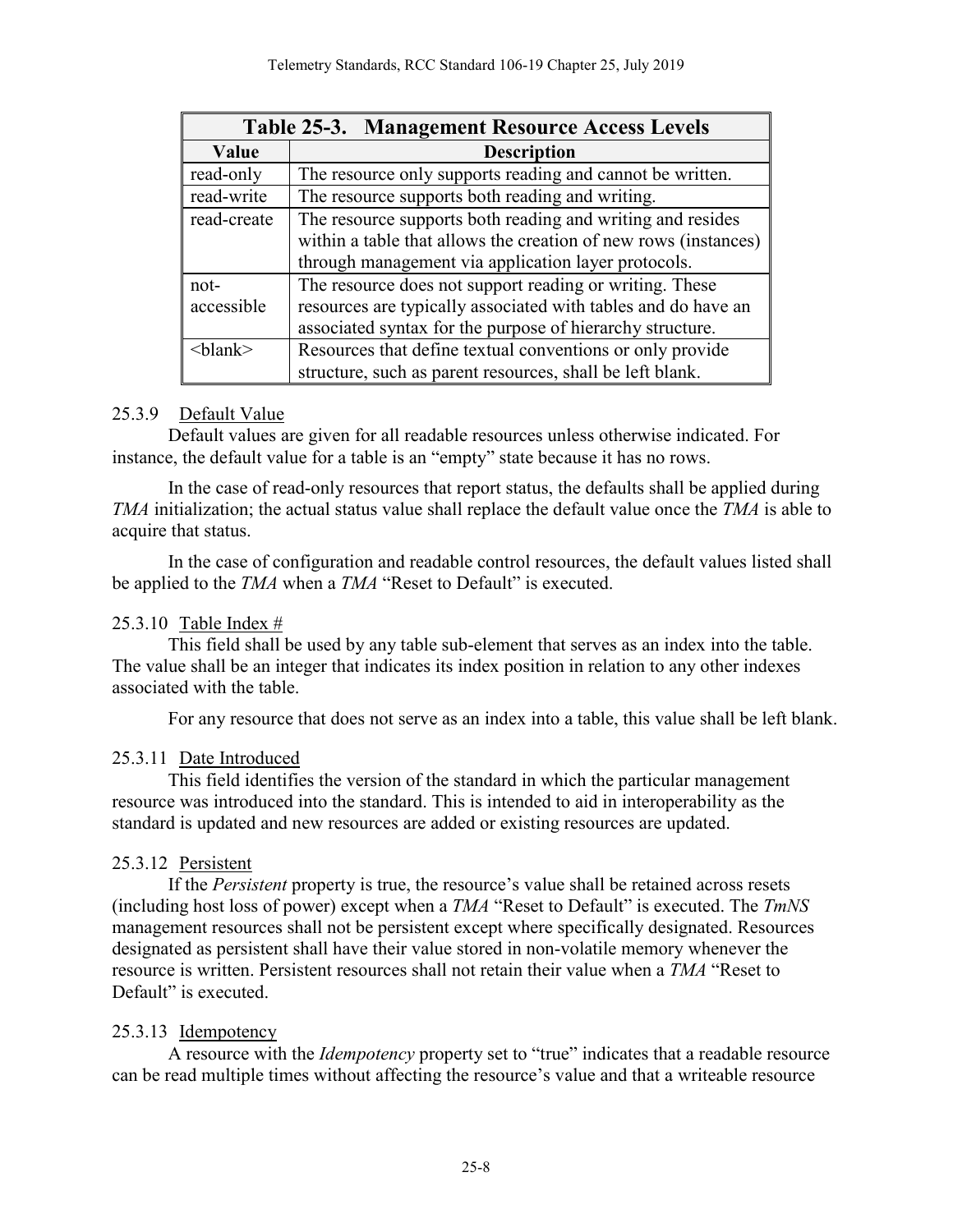| Table 25-3. Management Resource Access Levels | |
|---|---|
| **Value** | **Description** |
| read-only | The resource only supports reading and cannot be written. |
| read-write | The resource supports both reading and writing. |
| read-create | The resource supports both reading and writing and resides within a table that allows the creation of new rows (instances) through management via application layer protocols. |
| not-accessible | The resource does not support reading or writing. These resources are typically associated with tables and do have an associated syntax for the purpose of hierarchy structure. |
| <blank> | Resources that define textual conventions or only provide structure, such as parent resources, shall be left blank. |

### 25.3.9 Default Value

Default values are given for all readable resources unless otherwise indicated. For instance, the default value for a table is an "empty" state because it has no rows.

In the case of read-only resources that report status, the defaults shall be applied during *TMA* initialization; the actual status value shall replace the default value once the *TMA* is able to acquire that status.

In the case of configuration and readable control resources, the default values listed shall be applied to the *TMA* when a *TMA* "Reset to Default" is executed.

### 25.3.10 Table Index #

This field shall be used by any table sub-element that serves as an index into the table. The value shall be an integer that indicates its index position in relation to any other indexes associated with the table.

For any resource that does not serve as an index into a table, this value shall be left blank.

### 25.3.11 Date Introduced

This field identifies the version of the standard in which the particular management resource was introduced into the standard. This is intended to aid in interoperability as the standard is updated and new resources are added or existing resources are updated.

### 25.3.12 Persistent

If the *Persistent* property is true, the resource's value shall be retained across resets (including host loss of power) except when a *TMA* "Reset to Default" is executed. The *TmNS* management resources shall not be persistent except where specifically designated. Resources designated as persistent shall have their value stored in non-volatile memory whenever the resource is written. Persistent resources shall not retain their value when a *TMA* "Reset to Default" is executed.

### 25.3.13 Idempotency

A resource with the *Idempotency* property set to "true" indicates that a readable resource can be read multiple times without affecting the resource's value and that a writeable resource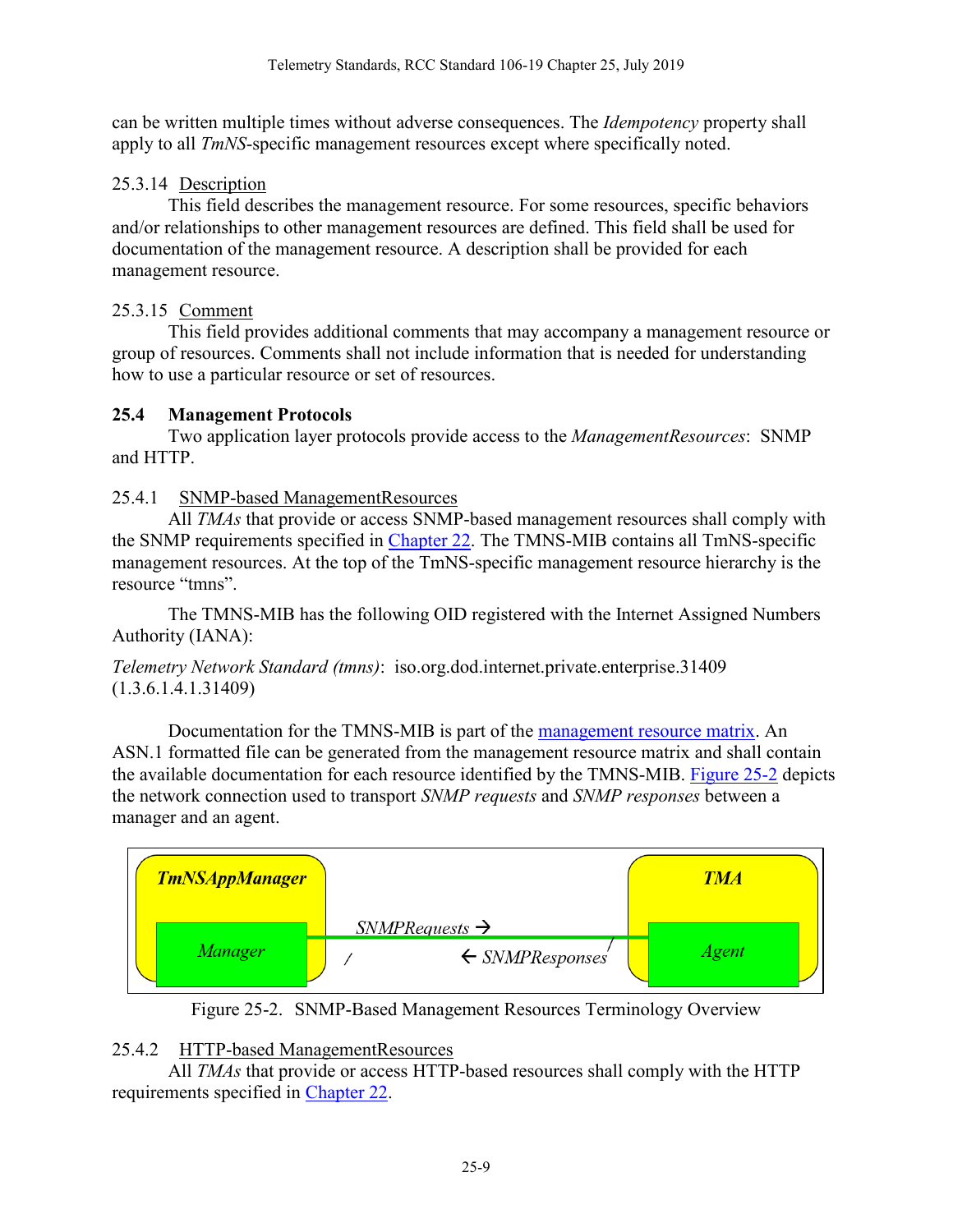can be written multiple times without adverse consequences. The *Idempotency* property shall apply to all *TmNS*-specific management resources except where specifically noted.

### 25.3.14 Description

This field describes the management resource. For some resources, specific behaviors and/or relationships to other management resources are defined. This field shall be used for documentation of the management resource. A description shall be provided for each management resource.

### 25.3.15 Comment

This field provides additional comments that may accompany a management resource or group of resources. Comments shall not include information that is needed for understanding how to use a particular resource or set of resources.

## 25.4 Management Protocols

Two application layer protocols provide access to the *ManagementResources*: SNMP and HTTP.

### 25.4.1 SNMP-based ManagementResources

All *TMAs* that provide or access SNMP-based management resources shall comply with the SNMP requirements specified in Chapter 22. The TMNS-MIB contains all TmNS-specific management resources. At the top of the TmNS-specific management resource hierarchy is the resource "tmns".

The TMNS-MIB has the following OID registered with the Internet Assigned Numbers Authority (IANA):

*Telemetry Network Standard (tmns)*: iso.org.dod.internet.private.enterprise.31409 (1.3.6.1.4.1.31409)

Documentation for the TMNS-MIB is part of the management resource matrix. An ASN.1 formatted file can be generated from the management resource matrix and shall contain the available documentation for each resource identified by the TMNS-MIB. Figure 25-2 depicts the network connection used to transport *SNMP requests* and *SNMP responses* between a manager and an agent.

*TmNSAppManager* — *Manager* — *SNMPRequests →* — *← SNMPResponses* — *Agent* — *TMA*

Figure 25-2. SNMP-Based Management Resources Terminology Overview

### 25.4.2 HTTP-based ManagementResources

All *TMAs* that provide or access HTTP-based resources shall comply with the HTTP requirements specified in Chapter 22.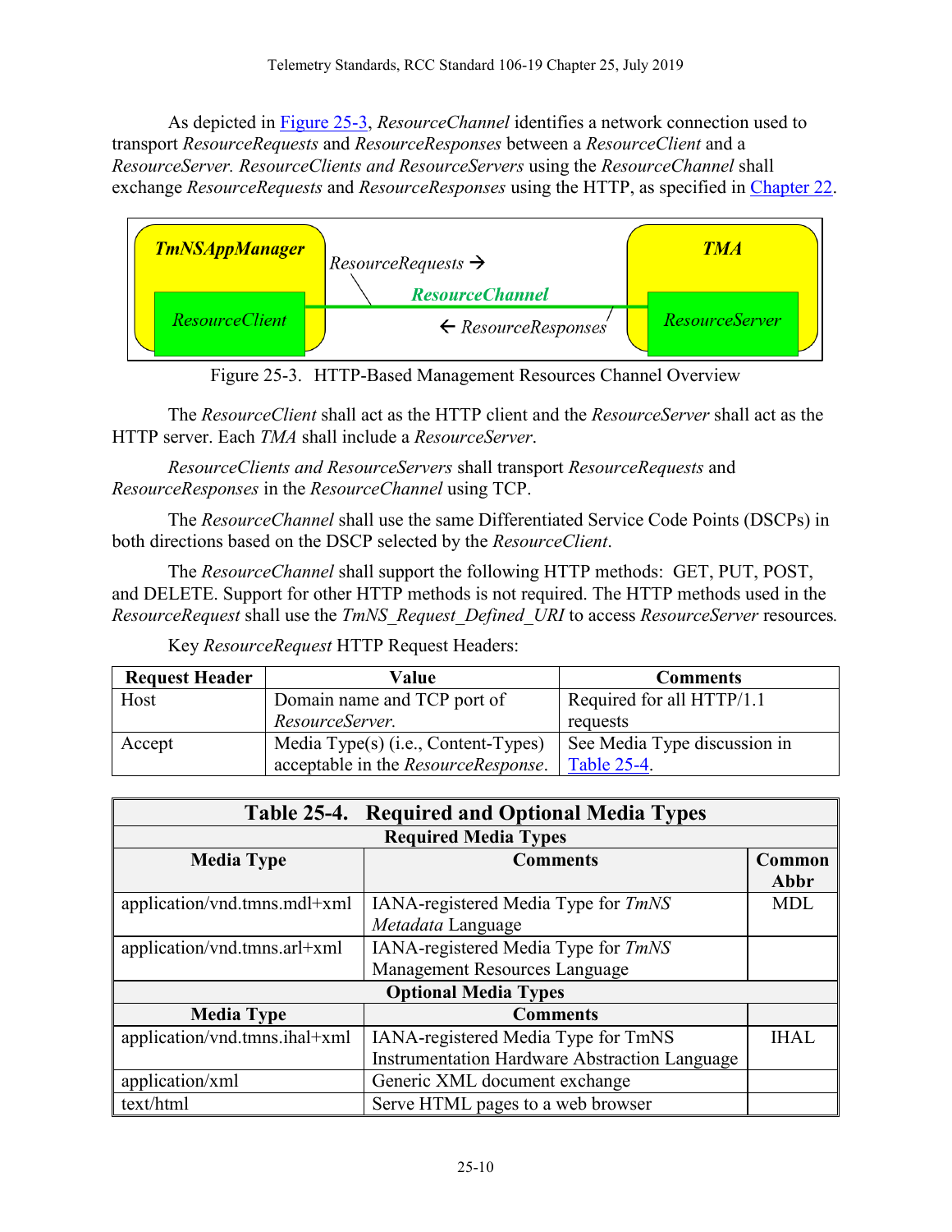As depicted in Figure 25-3, *ResourceChannel* identifies a network connection used to transport *ResourceRequests* and *ResourceResponses* between a *ResourceClient* and a *ResourceServer. ResourceClients and ResourceServers* using the *ResourceChannel* shall exchange *ResourceRequests* and *ResourceResponses* using the HTTP, as specified in Chapter 22.

Figure 25-3. HTTP-Based Management Resources Channel Overview

The *ResourceClient* shall act as the HTTP client and the *ResourceServer* shall act as the HTTP server. Each *TMA* shall include a *ResourceServer*.

*ResourceClients and ResourceServers* shall transport *ResourceRequests* and *ResourceResponses* in the *ResourceChannel* using TCP.

The *ResourceChannel* shall use the same Differentiated Service Code Points (DSCPs) in both directions based on the DSCP selected by the *ResourceClient*.

The *ResourceChannel* shall support the following HTTP methods: GET, PUT, POST, and DELETE. Support for other HTTP methods is not required. The HTTP methods used in the *ResourceRequest* shall use the *TmNS_Request_Defined_URI* to access *ResourceServer* resources.

Key *ResourceRequest* HTTP Request Headers:

| Request Header | Value | Comments |
|---|---|---|
| Host | Domain name and TCP port of *ResourceServer*. | Required for all HTTP/1.1 requests |
| Accept | Media Type(s) (i.e., Content-Types) acceptable in the *ResourceResponse*. | See Media Type discussion in Table 25-4. |

**Table 25-4. Required and Optional Media Types**

| Media Type | Comments | Common Abbr |
|---|---|---|
| **Required Media Types** | | |
| application/vnd.tmns.mdl+xml | IANA-registered Media Type for *TmNS Metadata* Language | MDL |
| application/vnd.tmns.arl+xml | IANA-registered Media Type for *TmNS* Management Resources Language | |
| **Optional Media Types** | | |
| application/vnd.tmns.ihal+xml | IANA-registered Media Type for TmNS Instrumentation Hardware Abstraction Language | IHAL |
| application/xml | Generic XML document exchange | |
| text/html | Serve HTML pages to a web browser | |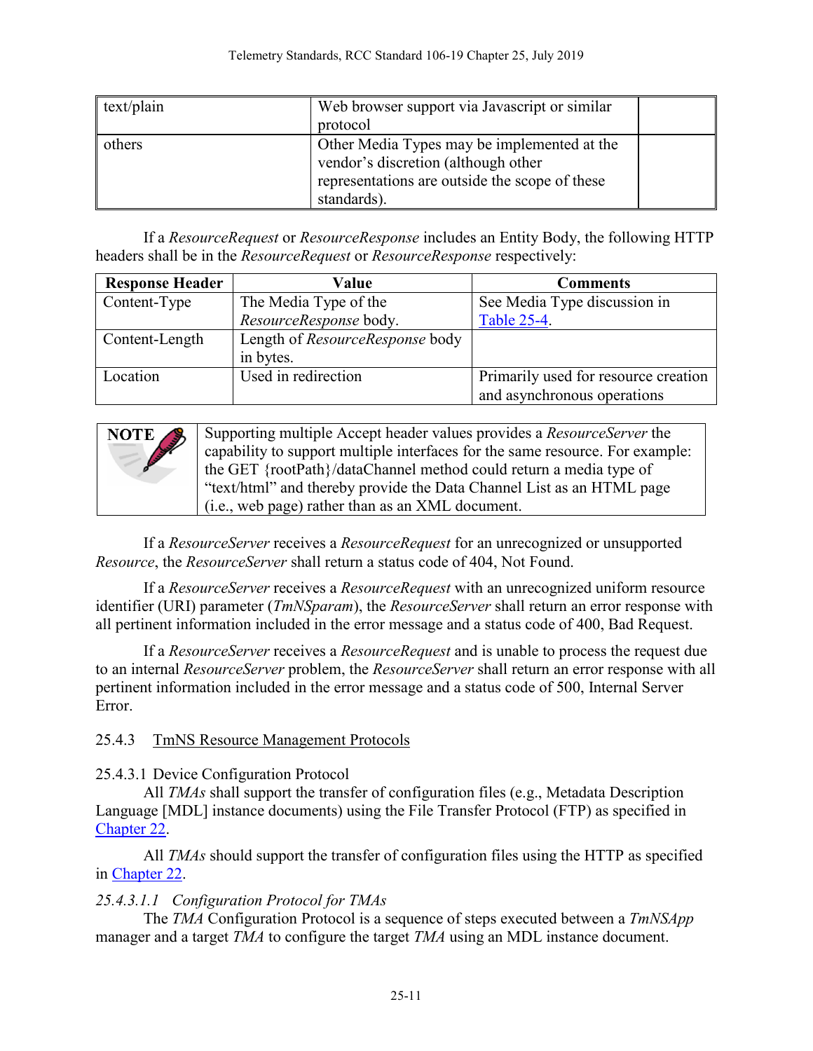| text/plain | Web browser support via Javascript or similar protocol | |
|---|---|---|
| others | Other Media Types may be implemented at the vendor's discretion (although other representations are outside the scope of these standards). | |

If a *ResourceRequest* or *ResourceResponse* includes an Entity Body, the following HTTP headers shall be in the *ResourceRequest* or *ResourceResponse* respectively:

| Response Header | Value | Comments |
|---|---|---|
| Content-Type | The Media Type of the *ResourceResponse* body. | See Media Type discussion in Table 25-4. |
| Content-Length | Length of *ResourceResponse* body in bytes. | |
| Location | Used in redirection | Primarily used for resource creation and asynchronous operations |

| NOTE | Supporting multiple Accept header values provides a *ResourceServer* the capability to support multiple interfaces for the same resource. For example: the GET {rootPath}/dataChannel method could return a media type of "text/html" and thereby provide the Data Channel List as an HTML page (i.e., web page) rather than as an XML document. |
|---|---|

If a *ResourceServer* receives a *ResourceRequest* for an unrecognized or unsupported *Resource*, the *ResourceServer* shall return a status code of 404, Not Found.

If a *ResourceServer* receives a *ResourceRequest* with an unrecognized uniform resource identifier (URI) parameter (*TmNSparam*), the *ResourceServer* shall return an error response with all pertinent information included in the error message and a status code of 400, Bad Request.

If a *ResourceServer* receives a *ResourceRequest* and is unable to process the request due to an internal *ResourceServer* problem, the *ResourceServer* shall return an error response with all pertinent information included in the error message and a status code of 500, Internal Server Error.

## 25.4.3 TmNS Resource Management Protocols

### 25.4.3.1 Device Configuration Protocol

All *TMAs* shall support the transfer of configuration files (e.g., Metadata Description Language [MDL] instance documents) using the File Transfer Protocol (FTP) as specified in Chapter 22.

All *TMAs* should support the transfer of configuration files using the HTTP as specified in Chapter 22.

#### *25.4.3.1.1 Configuration Protocol for TMAs*

The *TMA* Configuration Protocol is a sequence of steps executed between a *TmNSApp* manager and a target *TMA* to configure the target *TMA* using an MDL instance document.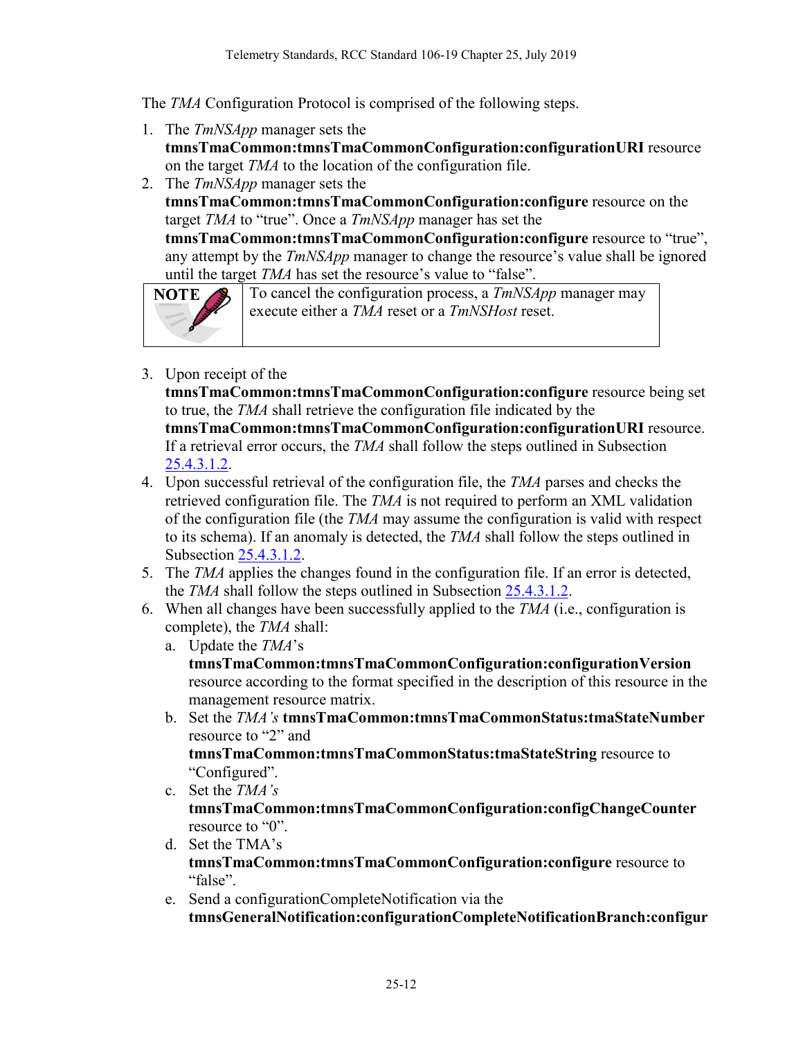The *TMA* Configuration Protocol is comprised of the following steps.

1. The *TmNSApp* manager sets the **tmnsTmaCommon:tmnsTmaCommonConfiguration:configurationURI** resource on the target *TMA* to the location of the configuration file.
2. The *TmNSApp* manager sets the **tmnsTmaCommon:tmnsTmaCommonConfiguration:configure** resource on the target *TMA* to "true". Once a *TmNSApp* manager has set the **tmnsTmaCommon:tmnsTmaCommonConfiguration:configure** resource to "true", any attempt by the *TmNSApp* manager to change the resource's value shall be ignored until the target *TMA* has set the resource's value to "false".

| NOTE | To cancel the configuration process, a *TmNSApp* manager may execute either a *TMA* reset or a *TmNSHost* reset. |
|---|---|

3. Upon receipt of the **tmnsTmaCommon:tmnsTmaCommonConfiguration:configure** resource being set to true, the *TMA* shall retrieve the configuration file indicated by the **tmnsTmaCommon:tmnsTmaCommonConfiguration:configurationURI** resource. If a retrieval error occurs, the *TMA* shall follow the steps outlined in Subsection 25.4.3.1.2.
4. Upon successful retrieval of the configuration file, the *TMA* parses and checks the retrieved configuration file. The *TMA* is not required to perform an XML validation of the configuration file (the *TMA* may assume the configuration is valid with respect to its schema). If an anomaly is detected, the *TMA* shall follow the steps outlined in Subsection 25.4.3.1.2.
5. The *TMA* applies the changes found in the configuration file. If an error is detected, the *TMA* shall follow the steps outlined in Subsection 25.4.3.1.2.
6. When all changes have been successfully applied to the *TMA* (i.e., configuration is complete), the *TMA* shall:
   a. Update the *TMA*'s **tmnsTmaCommon:tmnsTmaCommonConfiguration:configurationVersion** resource according to the format specified in the description of this resource in the management resource matrix.
   b. Set the *TMA's* **tmnsTmaCommon:tmnsTmaCommonStatus:tmaStateNumber** resource to "2" and **tmnsTmaCommon:tmnsTmaCommonStatus:tmaStateString** resource to "Configured".
   c. Set the *TMA's* **tmnsTmaCommon:tmnsTmaCommonConfiguration:configChangeCounter** resource to "0".
   d. Set the TMA's **tmnsTmaCommon:tmnsTmaCommonConfiguration:configure** resource to "false".
   e. Send a configurationCompleteNotification via the **tmnsGeneralNotification:configurationCompleteNotificationBranch:configur**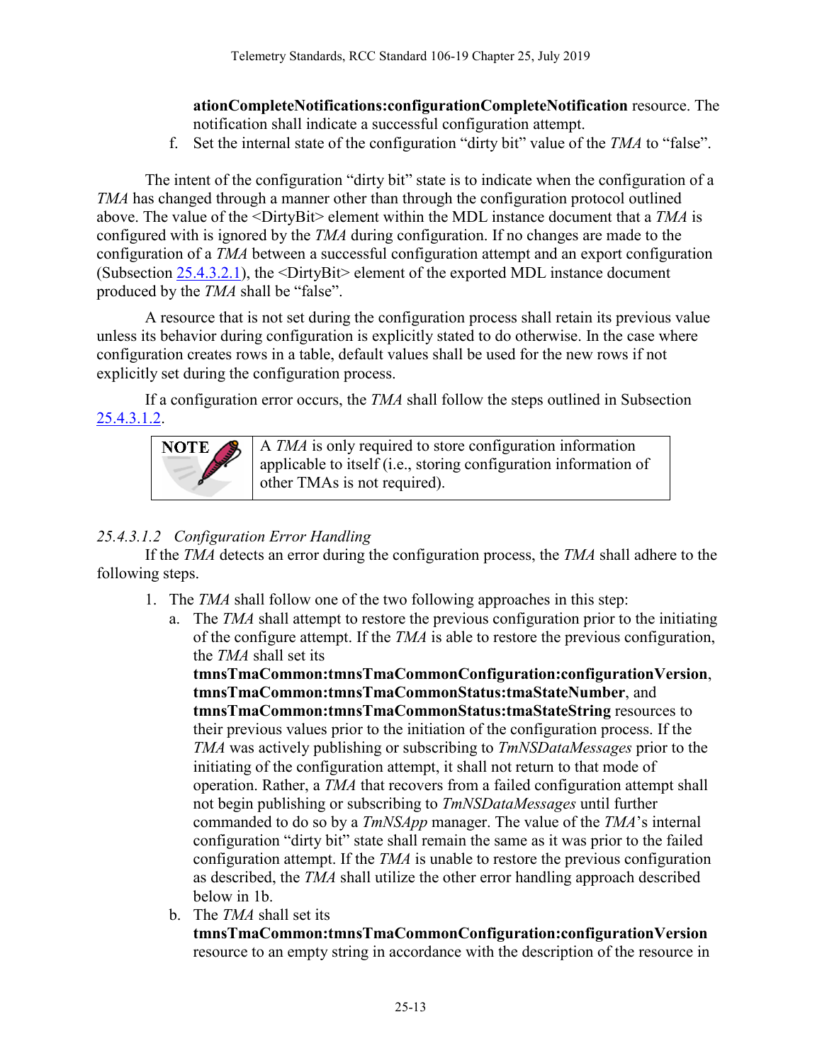**ationCompleteNotifications:configurationCompleteNotification** resource. The notification shall indicate a successful configuration attempt.

f. Set the internal state of the configuration "dirty bit" value of the *TMA* to "false".

The intent of the configuration "dirty bit" state is to indicate when the configuration of a *TMA* has changed through a manner other than through the configuration protocol outlined above. The value of the <DirtyBit> element within the MDL instance document that a *TMA* is configured with is ignored by the *TMA* during configuration. If no changes are made to the configuration of a *TMA* between a successful configuration attempt and an export configuration (Subsection 25.4.3.2.1), the <DirtyBit> element of the exported MDL instance document produced by the *TMA* shall be "false".

A resource that is not set during the configuration process shall retain its previous value unless its behavior during configuration is explicitly stated to do otherwise. In the case where configuration creates rows in a table, default values shall be used for the new rows if not explicitly set during the configuration process.

If a configuration error occurs, the *TMA* shall follow the steps outlined in Subsection 25.4.3.1.2.

| NOTE | A *TMA* is only required to store configuration information applicable to itself (i.e., storing configuration information of other TMAs is not required). |
|---|---|

#### *25.4.3.1.2 Configuration Error Handling*

If the *TMA* detects an error during the configuration process, the *TMA* shall adhere to the following steps.

1. The *TMA* shall follow one of the two following approaches in this step:
   a. The *TMA* shall attempt to restore the previous configuration prior to the initiating of the configure attempt. If the *TMA* is able to restore the previous configuration, the *TMA* shall set its **tmnsTmaCommon:tmnsTmaCommonConfiguration:configurationVersion**, **tmnsTmaCommon:tmnsTmaCommonStatus:tmaStateNumber**, and **tmnsTmaCommon:tmnsTmaCommonStatus:tmaStateString** resources to their previous values prior to the initiation of the configuration process. If the *TMA* was actively publishing or subscribing to *TmNSDataMessages* prior to the initiating of the configuration attempt, it shall not return to that mode of operation. Rather, a *TMA* that recovers from a failed configuration attempt shall not begin publishing or subscribing to *TmNSDataMessages* until further commanded to do so by a *TmNSApp* manager. The value of the *TMA*'s internal configuration "dirty bit" state shall remain the same as it was prior to the failed configuration attempt. If the *TMA* is unable to restore the previous configuration as described, the *TMA* shall utilize the other error handling approach described below in 1b.
   b. The *TMA* shall set its **tmnsTmaCommon:tmnsTmaCommonConfiguration:configurationVersion** resource to an empty string in accordance with the description of the resource in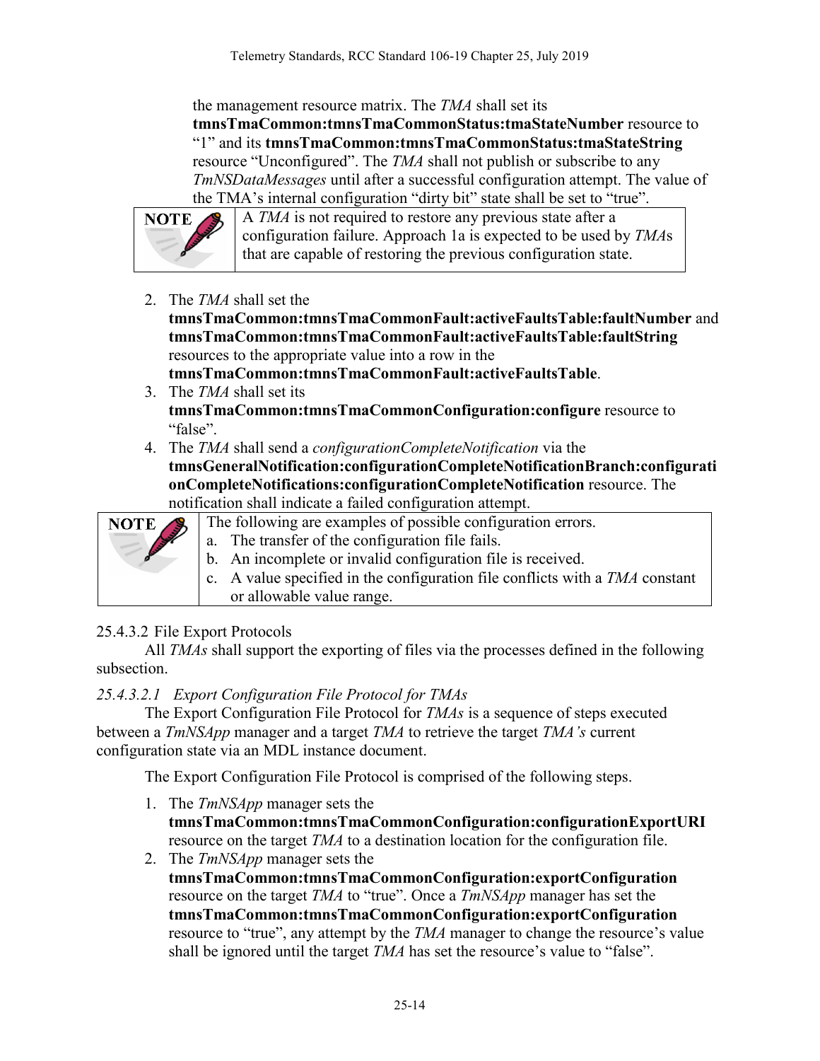the management resource matrix. The *TMA* shall set its **tmnsTmaCommon:tmnsTmaCommonStatus:tmaStateNumber** resource to "1" and its **tmnsTmaCommon:tmnsTmaCommonStatus:tmaStateString** resource "Unconfigured". The *TMA* shall not publish or subscribe to any *TmNSDataMessages* until after a successful configuration attempt. The value of the TMA's internal configuration "dirty bit" state shall be set to "true".

> **NOTE** A *TMA* is not required to restore any previous state after a configuration failure. Approach 1a is expected to be used by *TMA*s that are capable of restoring the previous configuration state.

2. The *TMA* shall set the **tmnsTmaCommon:tmnsTmaCommonFault:activeFaultsTable:faultNumber** and **tmnsTmaCommon:tmnsTmaCommonFault:activeFaultsTable:faultString** resources to the appropriate value into a row in the **tmnsTmaCommon:tmnsTmaCommonFault:activeFaultsTable**.
3. The *TMA* shall set its **tmnsTmaCommon:tmnsTmaCommonConfiguration:configure** resource to "false".
4. The *TMA* shall send a *configurationCompleteNotification* via the **tmnsGeneralNotification:configurationCompleteNotificationBranch:configurationCompleteNotifications:configurationCompleteNotification** resource. The notification shall indicate a failed configuration attempt.

> **NOTE** The following are examples of possible configuration errors.
> a. The transfer of the configuration file fails.
> b. An incomplete or invalid configuration file is received.
> c. A value specified in the configuration file conflicts with a *TMA* constant or allowable value range.

### 25.4.3.2 File Export Protocols

All *TMAs* shall support the exporting of files via the processes defined in the following subsection.

#### *25.4.3.2.1 Export Configuration File Protocol for TMAs*

The Export Configuration File Protocol for *TMAs* is a sequence of steps executed between a *TmNSApp* manager and a target *TMA* to retrieve the target *TMA's* current configuration state via an MDL instance document.

The Export Configuration File Protocol is comprised of the following steps.

1. The *TmNSApp* manager sets the **tmnsTmaCommon:tmnsTmaCommonConfiguration:configurationExportURI** resource on the target *TMA* to a destination location for the configuration file.
2. The *TmNSApp* manager sets the **tmnsTmaCommon:tmnsTmaCommonConfiguration:exportConfiguration** resource on the target *TMA* to "true". Once a *TmNSApp* manager has set the **tmnsTmaCommon:tmnsTmaCommonConfiguration:exportConfiguration** resource to "true", any attempt by the *TMA* manager to change the resource's value shall be ignored until the target *TMA* has set the resource's value to "false".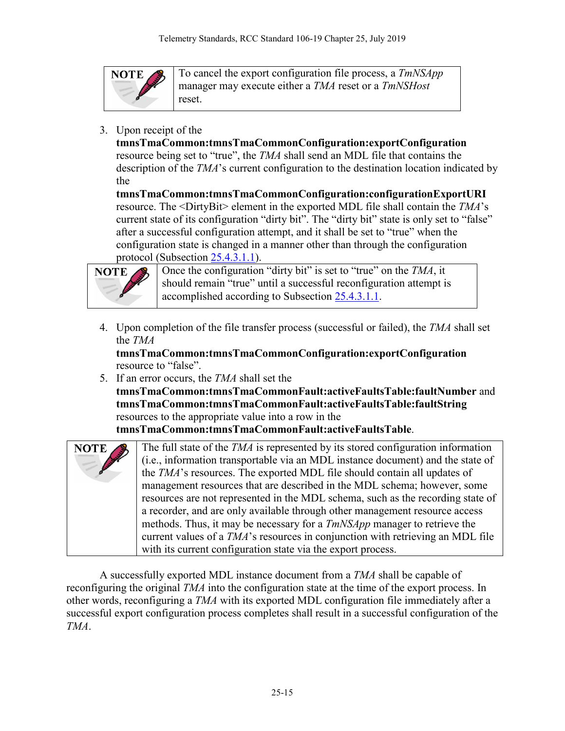> **NOTE** To cancel the export configuration file process, a *TmNSApp* manager may execute either a *TMA* reset or a *TmNSHost* reset.

3. Upon receipt of the **tmnsTmaCommon:tmnsTmaCommonConfiguration:exportConfiguration** resource being set to "true", the *TMA* shall send an MDL file that contains the description of the *TMA*'s current configuration to the destination location indicated by the **tmnsTmaCommon:tmnsTmaCommonConfiguration:configurationExportURI** resource. The <DirtyBit> element in the exported MDL file shall contain the *TMA*'s current state of its configuration "dirty bit". The "dirty bit" state is only set to "false" after a successful configuration attempt, and it shall be set to "true" when the configuration state is changed in a manner other than through the configuration protocol (Subsection 25.4.3.1.1).

> **NOTE** Once the configuration "dirty bit" is set to "true" on the *TMA*, it should remain "true" until a successful reconfiguration attempt is accomplished according to Subsection 25.4.3.1.1.

4. Upon completion of the file transfer process (successful or failed), the *TMA* shall set the *TMA* **tmnsTmaCommon:tmnsTmaCommonConfiguration:exportConfiguration** resource to "false".
5. If an error occurs, the *TMA* shall set the **tmnsTmaCommon:tmnsTmaCommonFault:activeFaultsTable:faultNumber** and **tmnsTmaCommon:tmnsTmaCommonFault:activeFaultsTable:faultString** resources to the appropriate value into a row in the **tmnsTmaCommon:tmnsTmaCommonFault:activeFaultsTable**.

> **NOTE** The full state of the *TMA* is represented by its stored configuration information (i.e., information transportable via an MDL instance document) and the state of the *TMA*'s resources. The exported MDL file should contain all updates of management resources that are described in the MDL schema; however, some resources are not represented in the MDL schema, such as the recording state of a recorder, and are only available through other management resource access methods. Thus, it may be necessary for a *TmNSApp* manager to retrieve the current values of a *TMA*'s resources in conjunction with retrieving an MDL file with its current configuration state via the export process.

A successfully exported MDL instance document from a *TMA* shall be capable of reconfiguring the original *TMA* into the configuration state at the time of the export process. In other words, reconfiguring a *TMA* with its exported MDL configuration file immediately after a successful export configuration process completes shall result in a successful configuration of the *TMA*.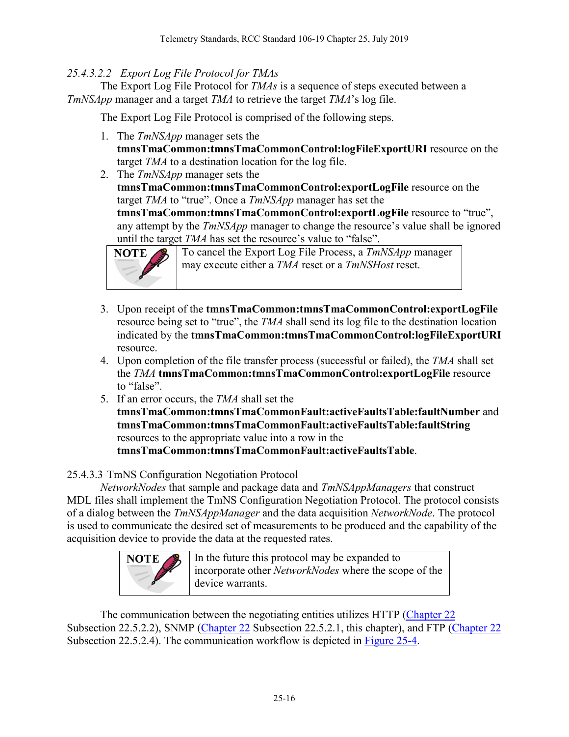#### 25.4.3.2.2 *Export Log File Protocol for TMAs*

The Export Log File Protocol for *TMAs* is a sequence of steps executed between a *TmNSApp* manager and a target *TMA* to retrieve the target *TMA*'s log file.

The Export Log File Protocol is comprised of the following steps.

1. The *TmNSApp* manager sets the **tmnsTmaCommon:tmnsTmaCommonControl:logFileExportURI** resource on the target *TMA* to a destination location for the log file.
2. The *TmNSApp* manager sets the **tmnsTmaCommon:tmnsTmaCommonControl:exportLogFile** resource on the target *TMA* to "true". Once a *TmNSApp* manager has set the **tmnsTmaCommon:tmnsTmaCommonControl:exportLogFile** resource to "true", any attempt by the *TmNSApp* manager to change the resource's value shall be ignored until the target *TMA* has set the resource's value to "false".

   | NOTE | To cancel the Export Log File Process, a *TmNSApp* manager may execute either a *TMA* reset or a *TmNSHost* reset. |
   |---|---|

3. Upon receipt of the **tmnsTmaCommon:tmnsTmaCommonControl:exportLogFile** resource being set to "true", the *TMA* shall send its log file to the destination location indicated by the **tmnsTmaCommon:tmnsTmaCommonControl:logFileExportURI** resource.
4. Upon completion of the file transfer process (successful or failed), the *TMA* shall set the *TMA* **tmnsTmaCommon:tmnsTmaCommonControl:exportLogFile** resource to "false".
5. If an error occurs, the *TMA* shall set the **tmnsTmaCommon:tmnsTmaCommonFault:activeFaultsTable:faultNumber** and **tmnsTmaCommon:tmnsTmaCommonFault:activeFaultsTable:faultString** resources to the appropriate value into a row in the **tmnsTmaCommon:tmnsTmaCommonFault:activeFaultsTable**.

### 25.4.3.3 TmNS Configuration Negotiation Protocol

*NetworkNodes* that sample and package data and *TmNSAppManagers* that construct MDL files shall implement the TmNS Configuration Negotiation Protocol. The protocol consists of a dialog between the *TmNSAppManager* and the data acquisition *NetworkNode*. The protocol is used to communicate the desired set of measurements to be produced and the capability of the acquisition device to provide the data at the requested rates.

| NOTE | In the future this protocol may be expanded to incorporate other *NetworkNodes* where the scope of the device warrants. |
|---|---|

The communication between the negotiating entities utilizes HTTP (Chapter 22 Subsection 22.5.2.2), SNMP (Chapter 22 Subsection 22.5.2.1, this chapter), and FTP (Chapter 22 Subsection 22.5.2.4). The communication workflow is depicted in Figure 25-4.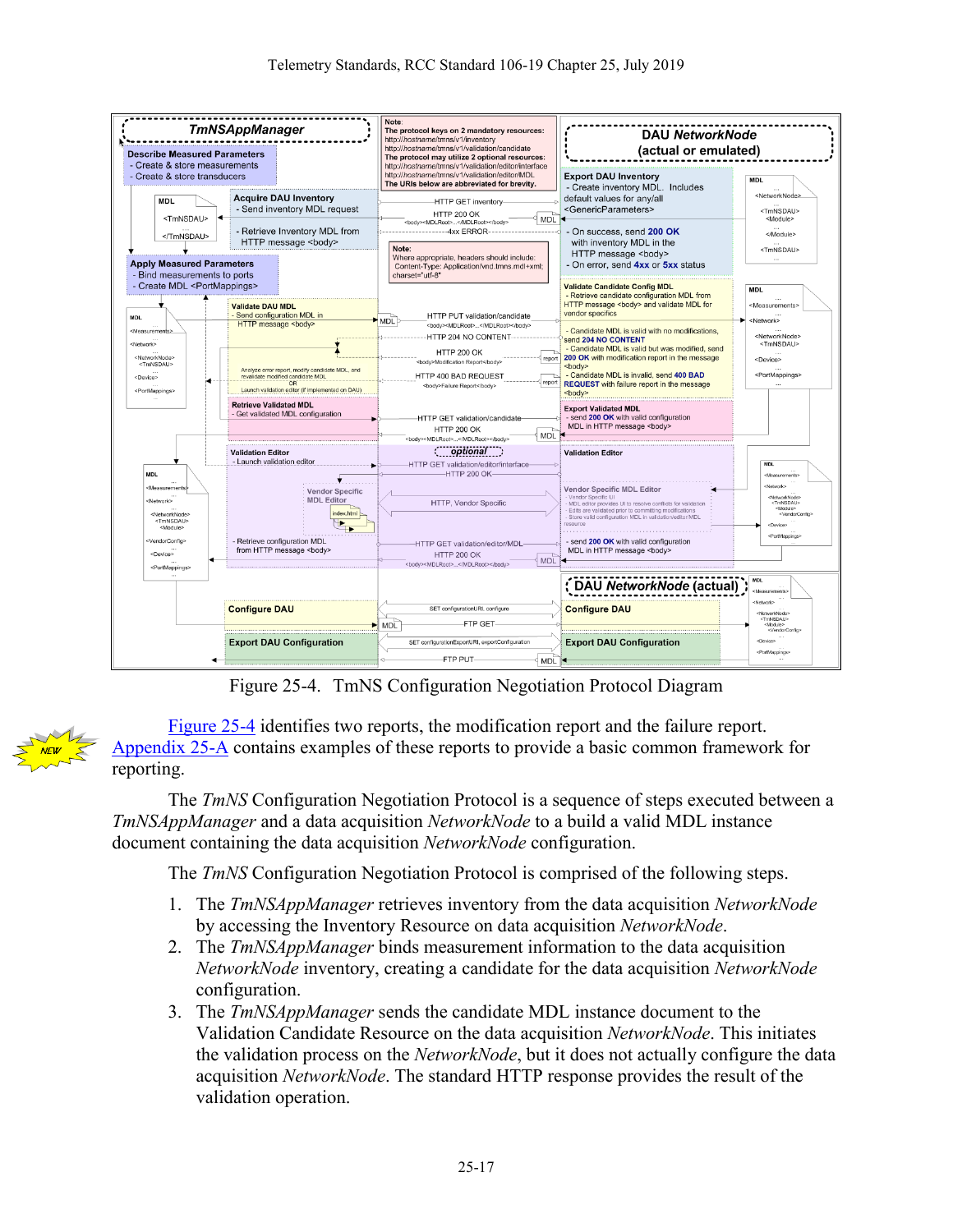Figure 25-4. TmNS Configuration Negotiation Protocol Diagram

Figure 25-4 identifies two reports, the modification report and the failure report. Appendix 25-A contains examples of these reports to provide a basic common framework for reporting.

The *TmNS* Configuration Negotiation Protocol is a sequence of steps executed between a *TmNSAppManager* and a data acquisition *NetworkNode* to a build a valid MDL instance document containing the data acquisition *NetworkNode* configuration.

The *TmNS* Configuration Negotiation Protocol is comprised of the following steps.

1. The *TmNSAppManager* retrieves inventory from the data acquisition *NetworkNode* by accessing the Inventory Resource on data acquisition *NetworkNode*.
2. The *TmNSAppManager* binds measurement information to the data acquisition *NetworkNode* inventory, creating a candidate for the data acquisition *NetworkNode* configuration.
3. The *TmNSAppManager* sends the candidate MDL instance document to the Validation Candidate Resource on the data acquisition *NetworkNode*. This initiates the validation process on the *NetworkNode*, but it does not actually configure the data acquisition *NetworkNode*. The standard HTTP response provides the result of the validation operation.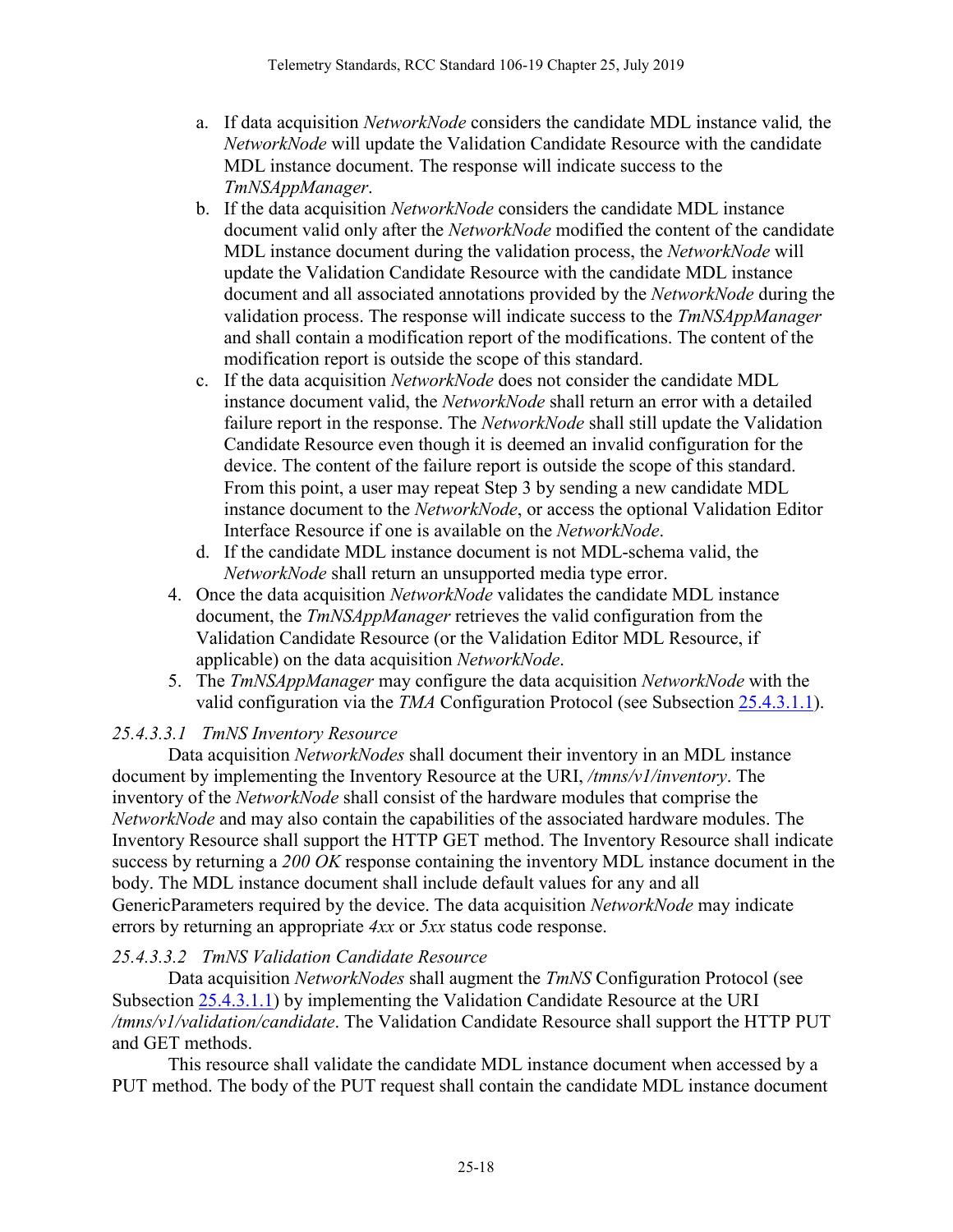a. If data acquisition *NetworkNode* considers the candidate MDL instance valid*,* the *NetworkNode* will update the Validation Candidate Resource with the candidate MDL instance document. The response will indicate success to the *TmNSAppManager*.
   b. If the data acquisition *NetworkNode* considers the candidate MDL instance document valid only after the *NetworkNode* modified the content of the candidate MDL instance document during the validation process, the *NetworkNode* will update the Validation Candidate Resource with the candidate MDL instance document and all associated annotations provided by the *NetworkNode* during the validation process. The response will indicate success to the *TmNSAppManager* and shall contain a modification report of the modifications. The content of the modification report is outside the scope of this standard.
   c. If the data acquisition *NetworkNode* does not consider the candidate MDL instance document valid, the *NetworkNode* shall return an error with a detailed failure report in the response. The *NetworkNode* shall still update the Validation Candidate Resource even though it is deemed an invalid configuration for the device. The content of the failure report is outside the scope of this standard. From this point, a user may repeat Step 3 by sending a new candidate MDL instance document to the *NetworkNode*, or access the optional Validation Editor Interface Resource if one is available on the *NetworkNode*.
   d. If the candidate MDL instance document is not MDL-schema valid, the *NetworkNode* shall return an unsupported media type error.
4. Once the data acquisition *NetworkNode* validates the candidate MDL instance document, the *TmNSAppManager* retrieves the valid configuration from the Validation Candidate Resource (or the Validation Editor MDL Resource, if applicable) on the data acquisition *NetworkNode*.
5. The *TmNSAppManager* may configure the data acquisition *NetworkNode* with the valid configuration via the *TMA* Configuration Protocol (see Subsection 25.4.3.1.1).

##### *25.4.3.3.1 TmNS Inventory Resource*

Data acquisition *NetworkNodes* shall document their inventory in an MDL instance document by implementing the Inventory Resource at the URI, */tmns/v1/inventory*. The inventory of the *NetworkNode* shall consist of the hardware modules that comprise the *NetworkNode* and may also contain the capabilities of the associated hardware modules. The Inventory Resource shall support the HTTP GET method. The Inventory Resource shall indicate success by returning a *200 OK* response containing the inventory MDL instance document in the body. The MDL instance document shall include default values for any and all GenericParameters required by the device. The data acquisition *NetworkNode* may indicate errors by returning an appropriate *4xx* or *5xx* status code response.

##### *25.4.3.3.2 TmNS Validation Candidate Resource*

Data acquisition *NetworkNodes* shall augment the *TmNS* Configuration Protocol (see Subsection 25.4.3.1.1) by implementing the Validation Candidate Resource at the URI */tmns/v1/validation/candidate*. The Validation Candidate Resource shall support the HTTP PUT and GET methods.

This resource shall validate the candidate MDL instance document when accessed by a PUT method. The body of the PUT request shall contain the candidate MDL instance document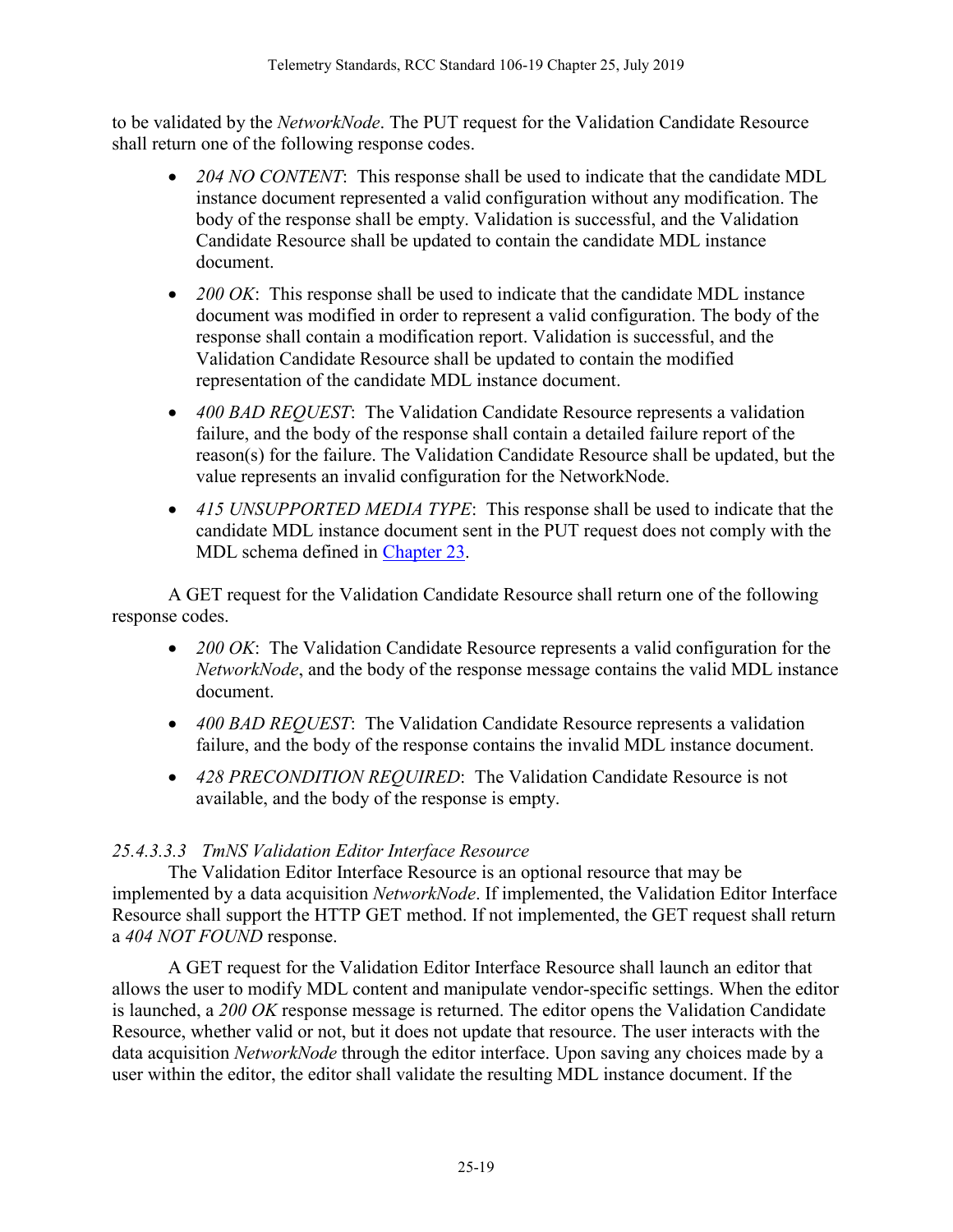to be validated by the *NetworkNode*. The PUT request for the Validation Candidate Resource shall return one of the following response codes.

- *204 NO CONTENT*: This response shall be used to indicate that the candidate MDL instance document represented a valid configuration without any modification. The body of the response shall be empty. Validation is successful, and the Validation Candidate Resource shall be updated to contain the candidate MDL instance document.
- *200 OK*: This response shall be used to indicate that the candidate MDL instance document was modified in order to represent a valid configuration. The body of the response shall contain a modification report. Validation is successful, and the Validation Candidate Resource shall be updated to contain the modified representation of the candidate MDL instance document.
- *400 BAD REQUEST*: The Validation Candidate Resource represents a validation failure, and the body of the response shall contain a detailed failure report of the reason(s) for the failure. The Validation Candidate Resource shall be updated, but the value represents an invalid configuration for the NetworkNode.
- *415 UNSUPPORTED MEDIA TYPE*: This response shall be used to indicate that the candidate MDL instance document sent in the PUT request does not comply with the MDL schema defined in Chapter 23.

A GET request for the Validation Candidate Resource shall return one of the following response codes.

- *200 OK*: The Validation Candidate Resource represents a valid configuration for the *NetworkNode*, and the body of the response message contains the valid MDL instance document.
- *400 BAD REQUEST*: The Validation Candidate Resource represents a validation failure, and the body of the response contains the invalid MDL instance document.
- *428 PRECONDITION REQUIRED*: The Validation Candidate Resource is not available, and the body of the response is empty.

*25.4.3.3.3 TmNS Validation Editor Interface Resource*

The Validation Editor Interface Resource is an optional resource that may be implemented by a data acquisition *NetworkNode*. If implemented, the Validation Editor Interface Resource shall support the HTTP GET method. If not implemented, the GET request shall return a *404 NOT FOUND* response.

A GET request for the Validation Editor Interface Resource shall launch an editor that allows the user to modify MDL content and manipulate vendor-specific settings. When the editor is launched, a *200 OK* response message is returned. The editor opens the Validation Candidate Resource, whether valid or not, but it does not update that resource. The user interacts with the data acquisition *NetworkNode* through the editor interface. Upon saving any choices made by a user within the editor, the editor shall validate the resulting MDL instance document. If the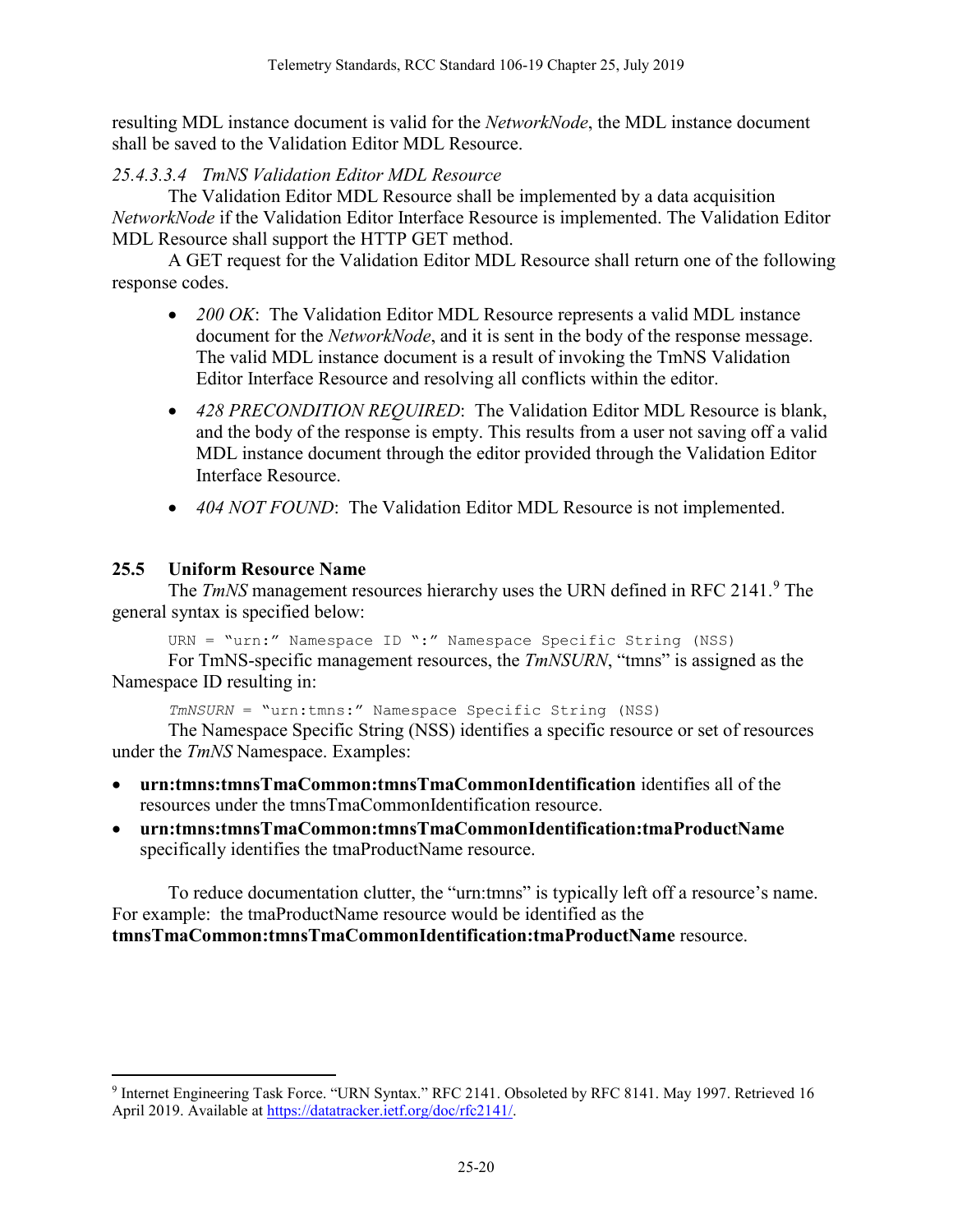resulting MDL instance document is valid for the *NetworkNode*, the MDL instance document shall be saved to the Validation Editor MDL Resource.

#### *25.4.3.3.4 TmNS Validation Editor MDL Resource*

The Validation Editor MDL Resource shall be implemented by a data acquisition *NetworkNode* if the Validation Editor Interface Resource is implemented. The Validation Editor MDL Resource shall support the HTTP GET method.

A GET request for the Validation Editor MDL Resource shall return one of the following response codes.

- *200 OK*: The Validation Editor MDL Resource represents a valid MDL instance document for the *NetworkNode*, and it is sent in the body of the response message. The valid MDL instance document is a result of invoking the TmNS Validation Editor Interface Resource and resolving all conflicts within the editor.
- *428 PRECONDITION REQUIRED*: The Validation Editor MDL Resource is blank, and the body of the response is empty. This results from a user not saving off a valid MDL instance document through the editor provided through the Validation Editor Interface Resource.
- *404 NOT FOUND*: The Validation Editor MDL Resource is not implemented.

## 25.5 Uniform Resource Name

The *TmNS* management resources hierarchy uses the URN defined in RFC 2141.[9] The general syntax is specified below:

```
URN = "urn:" Namespace ID ":" Namespace Specific String (NSS)
```

For TmNS-specific management resources, the *TmNSURN*, "tmns" is assigned as the Namespace ID resulting in:

```
TmNSURN = "urn:tmns:" Namespace Specific String (NSS)
```

The Namespace Specific String (NSS) identifies a specific resource or set of resources under the *TmNS* Namespace. Examples:

- **urn:tmns:tmnsTmaCommon:tmnsTmaCommonIdentification** identifies all of the resources under the tmnsTmaCommonIdentification resource.
- **urn:tmns:tmnsTmaCommon:tmnsTmaCommonIdentification:tmaProductName** specifically identifies the tmaProductName resource.

To reduce documentation clutter, the "urn:tmns" is typically left off a resource's name. For example: the tmaProductName resource would be identified as the **tmnsTmaCommon:tmnsTmaCommonIdentification:tmaProductName** resource.

---

[9] Internet Engineering Task Force. "URN Syntax." RFC 2141. Obsoleted by RFC 8141. May 1997. Retrieved 16 April 2019. Available at https://datatracker.ietf.org/doc/rfc2141/.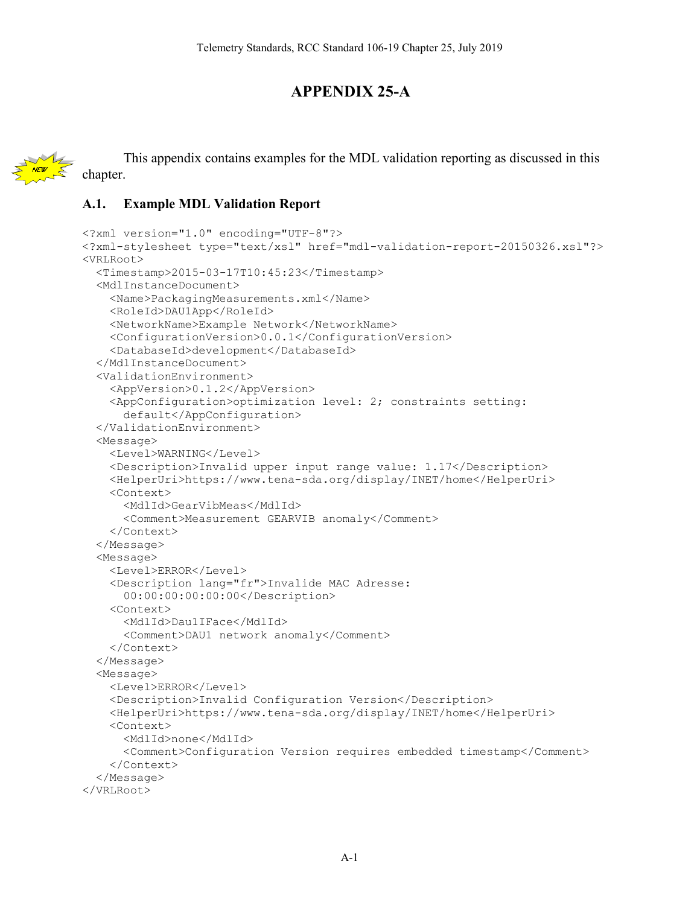# APPENDIX 25-A

This appendix contains examples for the MDL validation reporting as discussed in this chapter.

## A.1. Example MDL Validation Report

```
<?xml version="1.0" encoding="UTF-8"?>
<?xml-stylesheet type="text/xsl" href="mdl-validation-report-20150326.xsl"?>
<VRLRoot>
  <Timestamp>2015-03-17T10:45:23</Timestamp>
  <MdlInstanceDocument>
    <Name>PackagingMeasurements.xml</Name>
    <RoleId>DAU1App</RoleId>
    <NetworkName>Example Network</NetworkName>
    <ConfigurationVersion>0.0.1</ConfigurationVersion>
    <DatabaseId>development</DatabaseId>
  </MdlInstanceDocument>
  <ValidationEnvironment>
    <AppVersion>0.1.2</AppVersion>
    <AppConfiguration>optimization level: 2; constraints setting:
      default</AppConfiguration>
  </ValidationEnvironment>
  <Message>
    <Level>WARNING</Level>
    <Description>Invalid upper input range value: 1.17</Description>
    <HelperUri>https://www.tena-sda.org/display/INET/home</HelperUri>
    <Context>
      <MdlId>GearVibMeas</MdlId>
      <Comment>Measurement GEARVIB anomaly</Comment>
    </Context>
  </Message>
  <Message>
    <Level>ERROR</Level>
    <Description lang="fr">Invalide MAC Adresse:
      00:00:00:00:00:00</Description>
    <Context>
      <MdlId>Dau1IFace</MdlId>
      <Comment>DAU1 network anomaly</Comment>
    </Context>
  </Message>
  <Message>
    <Level>ERROR</Level>
    <Description>Invalid Configuration Version</Description>
    <HelperUri>https://www.tena-sda.org/display/INET/home</HelperUri>
    <Context>
      <MdlId>none</MdlId>
      <Comment>Configuration Version requires embedded timestamp</Comment>
    </Context>
  </Message>
</VRLRoot>
```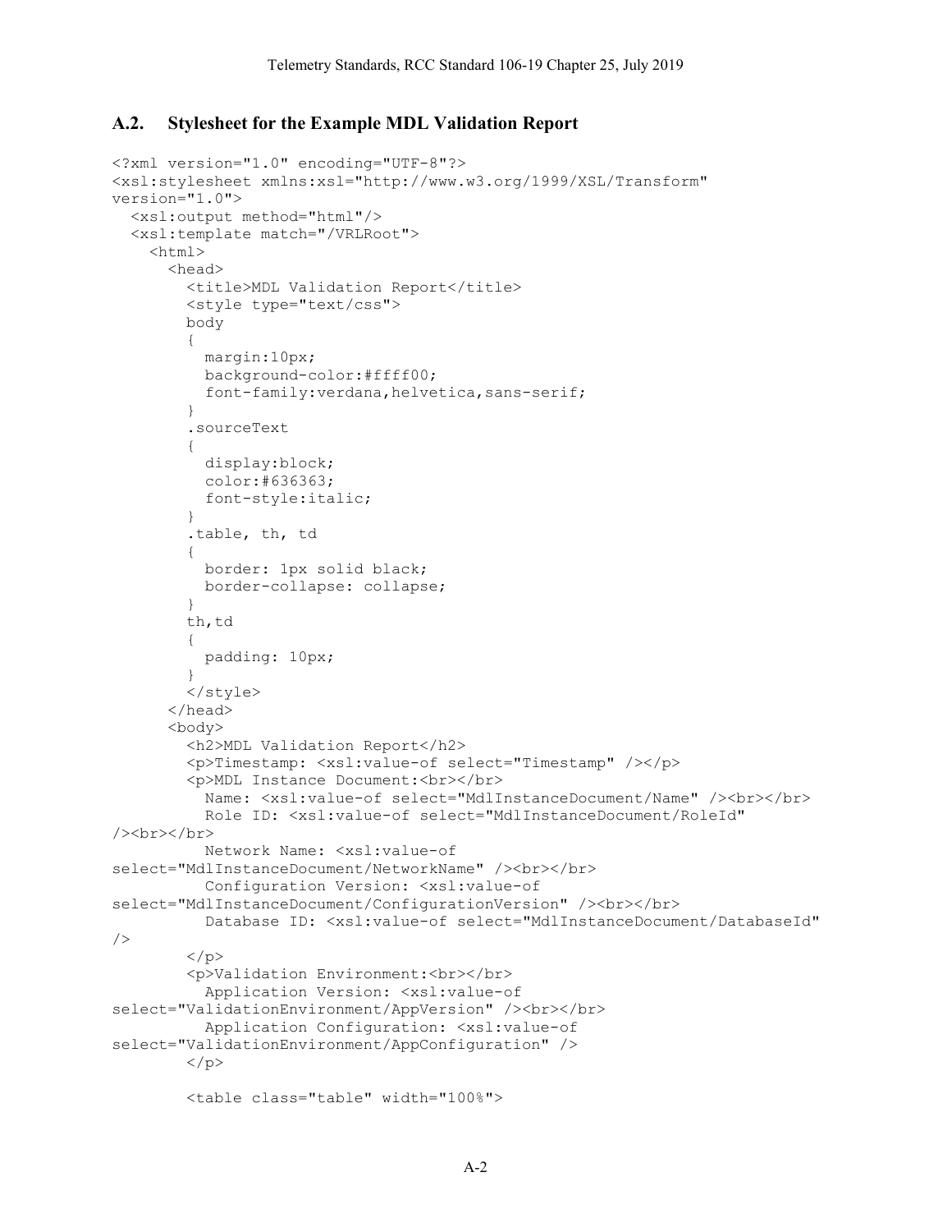## A.2. Stylesheet for the Example MDL Validation Report

```
<?xml version="1.0" encoding="UTF-8"?>
<xsl:stylesheet xmlns:xsl="http://www.w3.org/1999/XSL/Transform"
version="1.0">
  <xsl:output method="html"/>
  <xsl:template match="/VRLRoot">
    <html>
      <head>
        <title>MDL Validation Report</title>
        <style type="text/css">
        body
        {
          margin:10px;
          background-color:#ffff00;
          font-family:verdana,helvetica,sans-serif;
        }
        .sourceText
        {
          display:block;
          color:#636363;
          font-style:italic;
        }
        .table, th, td
        {
          border: 1px solid black;
          border-collapse: collapse;
        }
        th,td
        {
          padding: 10px;
        }
        </style>
      </head>
      <body>
        <h2>MDL Validation Report</h2>
        <p>Timestamp: <xsl:value-of select="Timestamp" /></p>
        <p>MDL Instance Document:<br></br>
          Name: <xsl:value-of select="MdlInstanceDocument/Name" /><br></br>
          Role ID: <xsl:value-of select="MdlInstanceDocument/RoleId"
/><br></br>
          Network Name: <xsl:value-of
select="MdlInstanceDocument/NetworkName" /><br></br>
          Configuration Version: <xsl:value-of
select="MdlInstanceDocument/ConfigurationVersion" /><br></br>
          Database ID: <xsl:value-of select="MdlInstanceDocument/DatabaseId"
/>
        </p>
        <p>Validation Environment:<br></br>
          Application Version: <xsl:value-of
select="ValidationEnvironment/AppVersion" /><br></br>
          Application Configuration: <xsl:value-of
select="ValidationEnvironment/AppConfiguration" />
        </p>

        <table class="table" width="100%">
```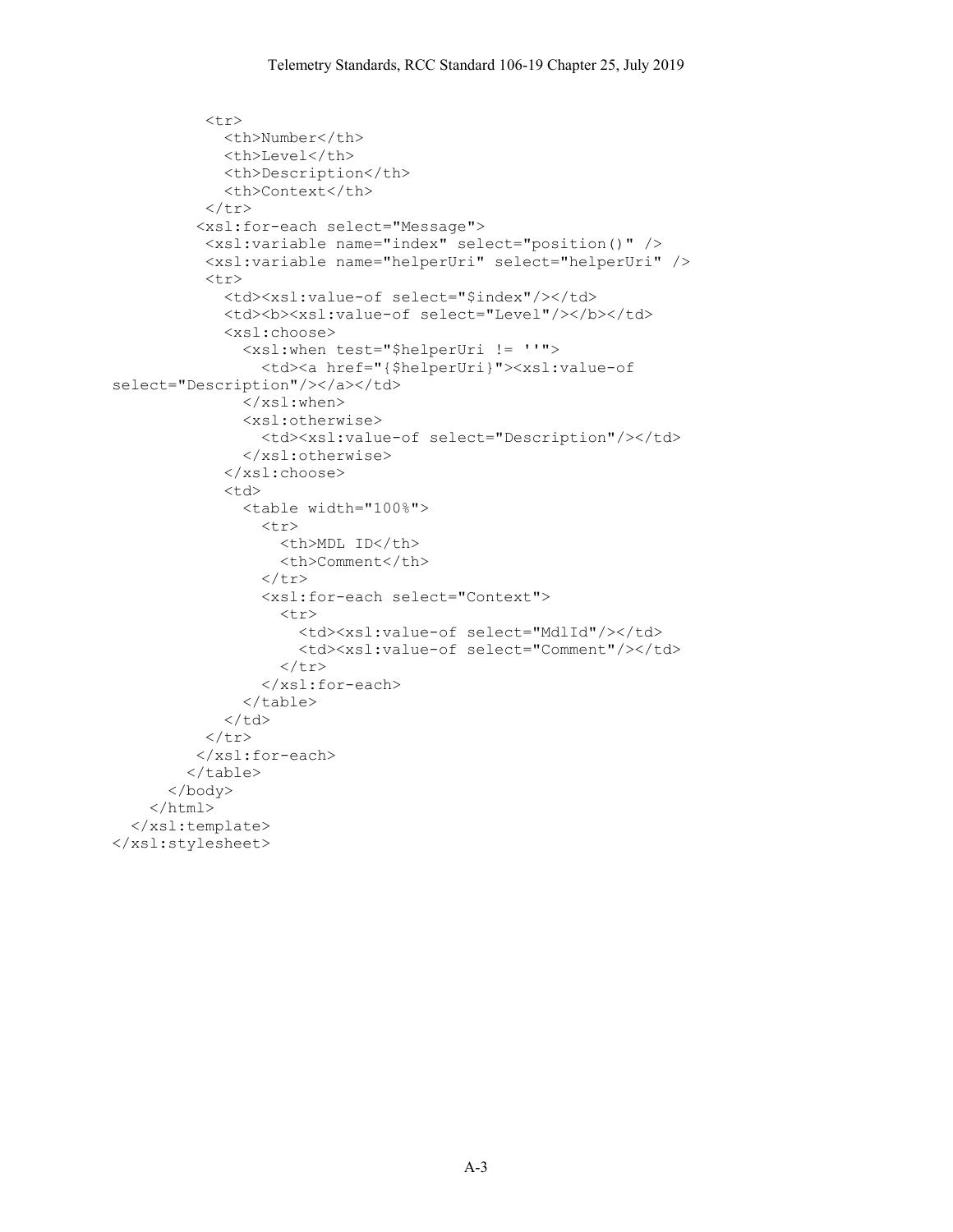```
        <tr>
          <th>Number</th>
          <th>Level</th>
          <th>Description</th>
          <th>Context</th>
        </tr>
       <xsl:for-each select="Message">
        <xsl:variable name="index" select="position()" />
        <xsl:variable name="helperUri" select="helperUri" />
        <tr>
          <td><xsl:value-of select="$index"/></td>
          <td><b><xsl:value-of select="Level"/></b></td>
          <xsl:choose>
            <xsl:when test="$helperUri != ''">
              <td><a href="{$helperUri}"><xsl:value-of
select="Description"/></a></td>
            </xsl:when>
            <xsl:otherwise>
              <td><xsl:value-of select="Description"/></td>
            </xsl:otherwise>
          </xsl:choose>
          <td>
            <table width="100%">
              <tr>
                <th>MDL ID</th>
                <th>Comment</th>
              </tr>
              <xsl:for-each select="Context">
                <tr>
                  <td><xsl:value-of select="MdlId"/></td>
                  <td><xsl:value-of select="Comment"/></td>
                </tr>
              </xsl:for-each>
            </table>
          </td>
        </tr>
       </xsl:for-each>
      </table>
    </body>
  </html>
 </xsl:template>
</xsl:stylesheet>
```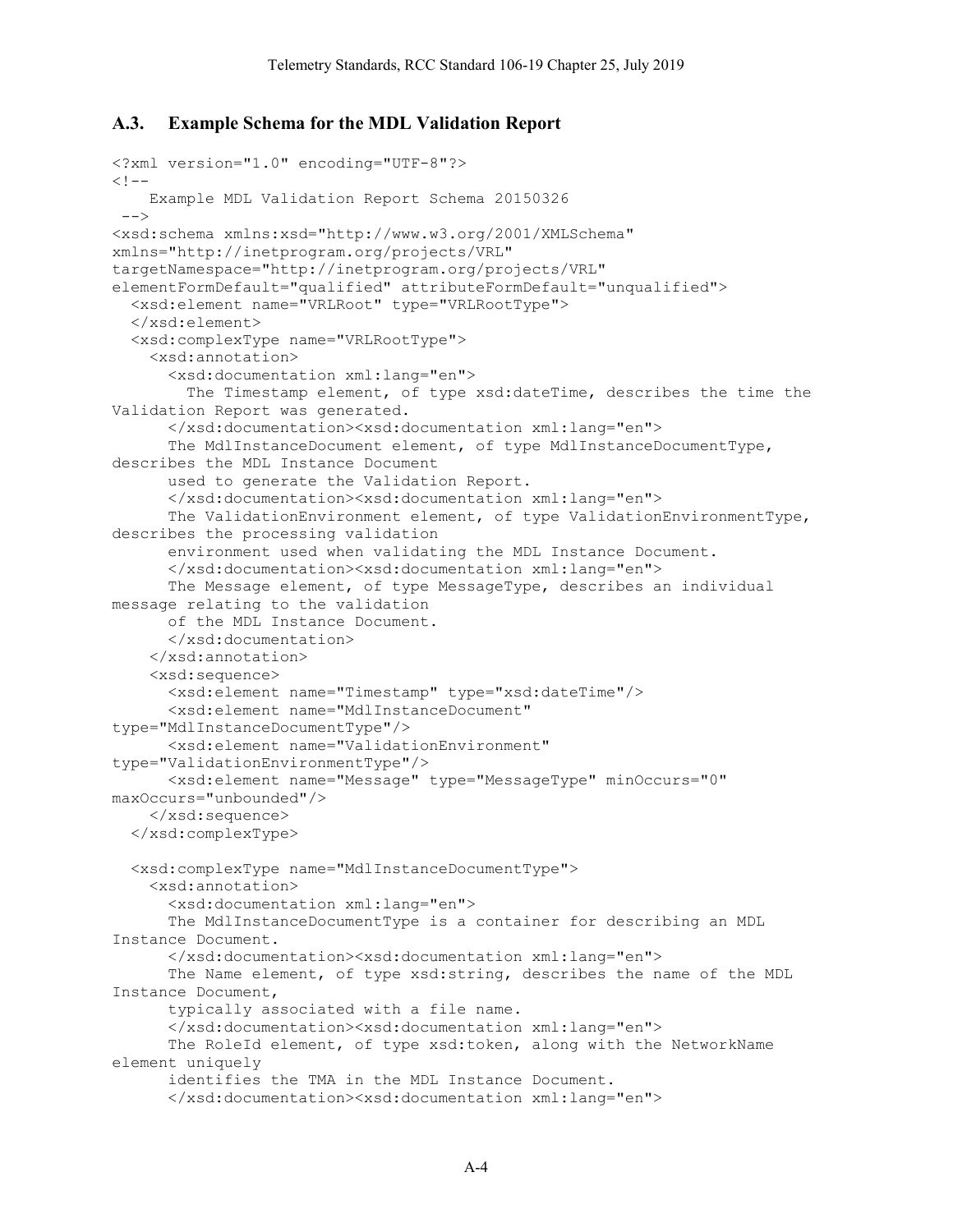## A.3. Example Schema for the MDL Validation Report

```
<?xml version="1.0" encoding="UTF-8"?>
<!--
    Example MDL Validation Report Schema 20150326
 -->
<xsd:schema xmlns:xsd="http://www.w3.org/2001/XMLSchema"
xmlns="http://inetprogram.org/projects/VRL"
targetNamespace="http://inetprogram.org/projects/VRL"
elementFormDefault="qualified" attributeFormDefault="unqualified">
  <xsd:element name="VRLRoot" type="VRLRootType">
  </xsd:element>
  <xsd:complexType name="VRLRootType">
    <xsd:annotation>
      <xsd:documentation xml:lang="en">
        The Timestamp element, of type xsd:dateTime, describes the time the
Validation Report was generated.
      </xsd:documentation><xsd:documentation xml:lang="en">
      The MdlInstanceDocument element, of type MdlInstanceDocumentType,
describes the MDL Instance Document
      used to generate the Validation Report.
      </xsd:documentation><xsd:documentation xml:lang="en">
      The ValidationEnvironment element, of type ValidationEnvironmentType,
describes the processing validation
      environment used when validating the MDL Instance Document.
      </xsd:documentation><xsd:documentation xml:lang="en">
      The Message element, of type MessageType, describes an individual
message relating to the validation
      of the MDL Instance Document.
      </xsd:documentation>
    </xsd:annotation>
    <xsd:sequence>
      <xsd:element name="Timestamp" type="xsd:dateTime"/>
      <xsd:element name="MdlInstanceDocument"
type="MdlInstanceDocumentType"/>
      <xsd:element name="ValidationEnvironment"
type="ValidationEnvironmentType"/>
      <xsd:element name="Message" type="MessageType" minOccurs="0"
maxOccurs="unbounded"/>
    </xsd:sequence>
  </xsd:complexType>

  <xsd:complexType name="MdlInstanceDocumentType">
    <xsd:annotation>
      <xsd:documentation xml:lang="en">
      The MdlInstanceDocumentType is a container for describing an MDL
Instance Document.
      </xsd:documentation><xsd:documentation xml:lang="en">
      The Name element, of type xsd:string, describes the name of the MDL
Instance Document,
      typically associated with a file name.
      </xsd:documentation><xsd:documentation xml:lang="en">
      The RoleId element, of type xsd:token, along with the NetworkName
element uniquely
      identifies the TMA in the MDL Instance Document.
      </xsd:documentation><xsd:documentation xml:lang="en">
```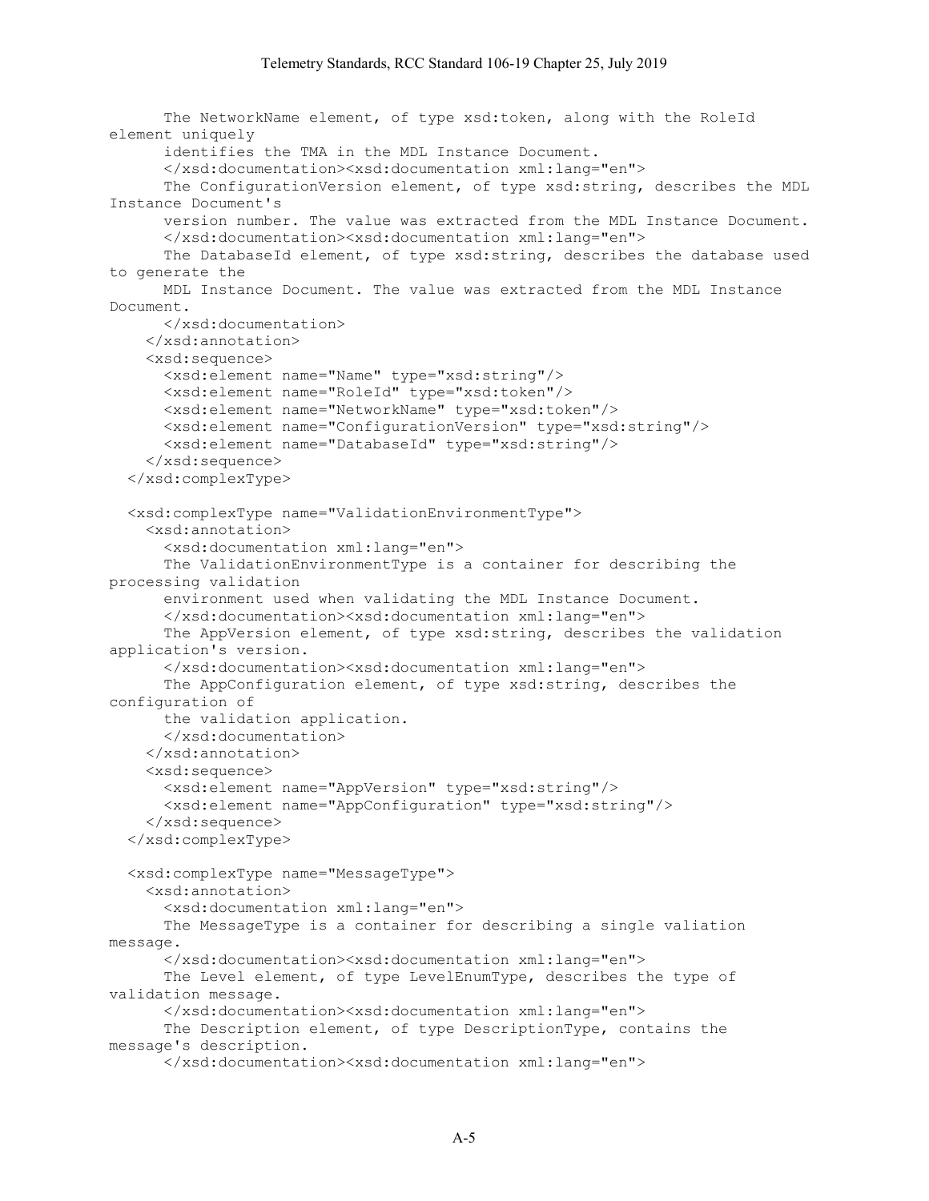```
      The NetworkName element, of type xsd:token, along with the RoleId
element uniquely
      identifies the TMA in the MDL Instance Document.
      </xsd:documentation><xsd:documentation xml:lang="en">
      The ConfigurationVersion element, of type xsd:string, describes the MDL
Instance Document's
      version number. The value was extracted from the MDL Instance Document.
      </xsd:documentation><xsd:documentation xml:lang="en">
      The DatabaseId element, of type xsd:string, describes the database used
to generate the
      MDL Instance Document. The value was extracted from the MDL Instance
Document.
      </xsd:documentation>
    </xsd:annotation>
    <xsd:sequence>
      <xsd:element name="Name" type="xsd:string"/>
      <xsd:element name="RoleId" type="xsd:token"/>
      <xsd:element name="NetworkName" type="xsd:token"/>
      <xsd:element name="ConfigurationVersion" type="xsd:string"/>
      <xsd:element name="DatabaseId" type="xsd:string"/>
    </xsd:sequence>
  </xsd:complexType>

  <xsd:complexType name="ValidationEnvironmentType">
    <xsd:annotation>
      <xsd:documentation xml:lang="en">
      The ValidationEnvironmentType is a container for describing the
processing validation
      environment used when validating the MDL Instance Document.
      </xsd:documentation><xsd:documentation xml:lang="en">
      The AppVersion element, of type xsd:string, describes the validation
application's version.
      </xsd:documentation><xsd:documentation xml:lang="en">
      The AppConfiguration element, of type xsd:string, describes the
configuration of
      the validation application.
      </xsd:documentation>
    </xsd:annotation>
    <xsd:sequence>
      <xsd:element name="AppVersion" type="xsd:string"/>
      <xsd:element name="AppConfiguration" type="xsd:string"/>
    </xsd:sequence>
  </xsd:complexType>

  <xsd:complexType name="MessageType">
    <xsd:annotation>
      <xsd:documentation xml:lang="en">
      The MessageType is a container for describing a single valiation
message.
      </xsd:documentation><xsd:documentation xml:lang="en">
      The Level element, of type LevelEnumType, describes the type of
validation message.
      </xsd:documentation><xsd:documentation xml:lang="en">
      The Description element, of type DescriptionType, contains the
message's description.
      </xsd:documentation><xsd:documentation xml:lang="en">
```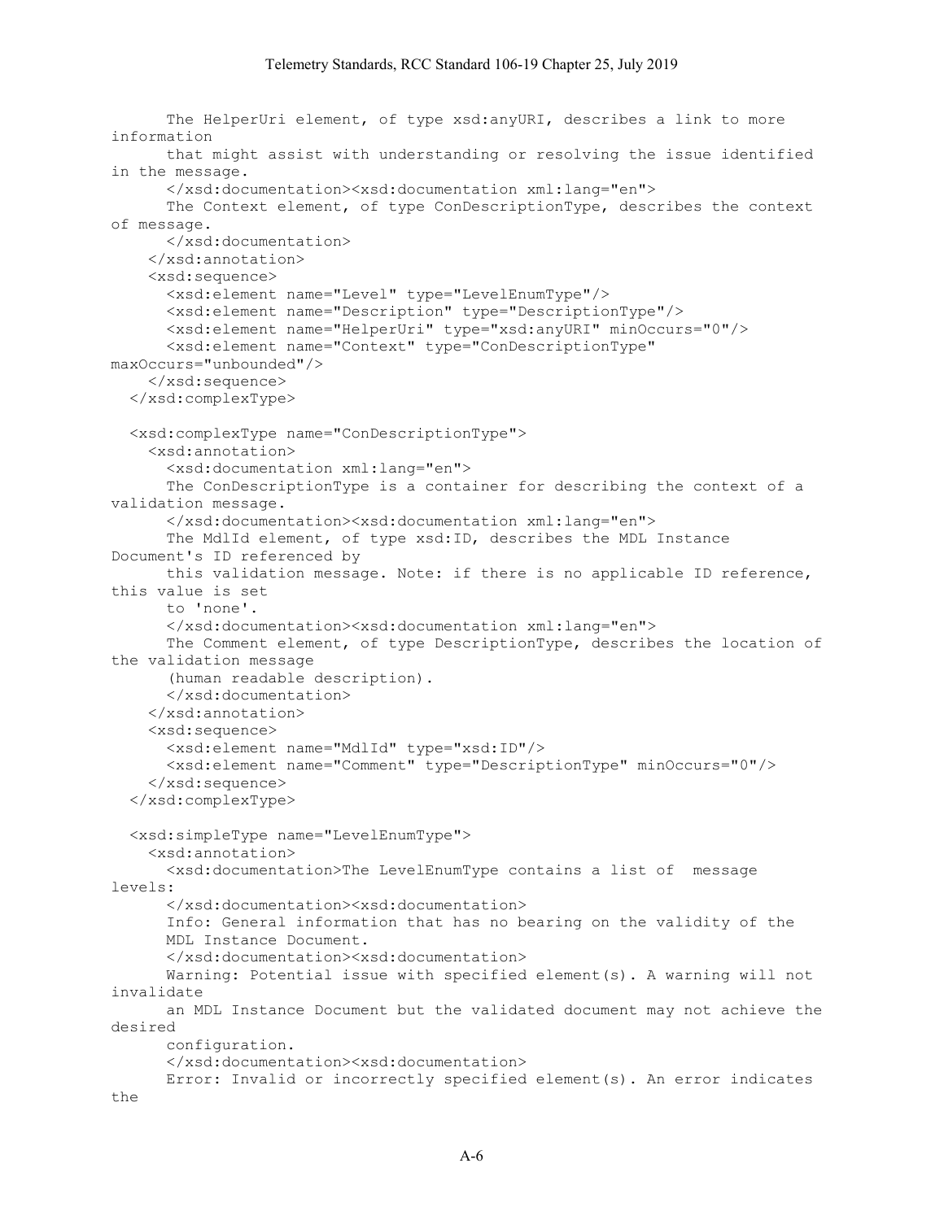```
      The HelperUri element, of type xsd:anyURI, describes a link to more
information
      that might assist with understanding or resolving the issue identified
in the message.
      </xsd:documentation><xsd:documentation xml:lang="en">
      The Context element, of type ConDescriptionType, describes the context
of message.
      </xsd:documentation>
    </xsd:annotation>
    <xsd:sequence>
      <xsd:element name="Level" type="LevelEnumType"/>
      <xsd:element name="Description" type="DescriptionType"/>
      <xsd:element name="HelperUri" type="xsd:anyURI" minOccurs="0"/>
      <xsd:element name="Context" type="ConDescriptionType"
maxOccurs="unbounded"/>
    </xsd:sequence>
  </xsd:complexType>

  <xsd:complexType name="ConDescriptionType">
    <xsd:annotation>
      <xsd:documentation xml:lang="en">
      The ConDescriptionType is a container for describing the context of a
validation message.
      </xsd:documentation><xsd:documentation xml:lang="en">
      The MdlId element, of type xsd:ID, describes the MDL Instance
Document's ID referenced by
      this validation message. Note: if there is no applicable ID reference,
this value is set
      to 'none'.
      </xsd:documentation><xsd:documentation xml:lang="en">
      The Comment element, of type DescriptionType, describes the location of
the validation message
      (human readable description).
      </xsd:documentation>
    </xsd:annotation>
    <xsd:sequence>
      <xsd:element name="MdlId" type="xsd:ID"/>
      <xsd:element name="Comment" type="DescriptionType" minOccurs="0"/>
    </xsd:sequence>
  </xsd:complexType>

  <xsd:simpleType name="LevelEnumType">
    <xsd:annotation>
      <xsd:documentation>The LevelEnumType contains a list of  message
levels:
      </xsd:documentation><xsd:documentation>
      Info: General information that has no bearing on the validity of the
      MDL Instance Document.
      </xsd:documentation><xsd:documentation>
      Warning: Potential issue with specified element(s). A warning will not
invalidate
      an MDL Instance Document but the validated document may not achieve the
desired
      configuration.
      </xsd:documentation><xsd:documentation>
      Error: Invalid or incorrectly specified element(s). An error indicates
the
```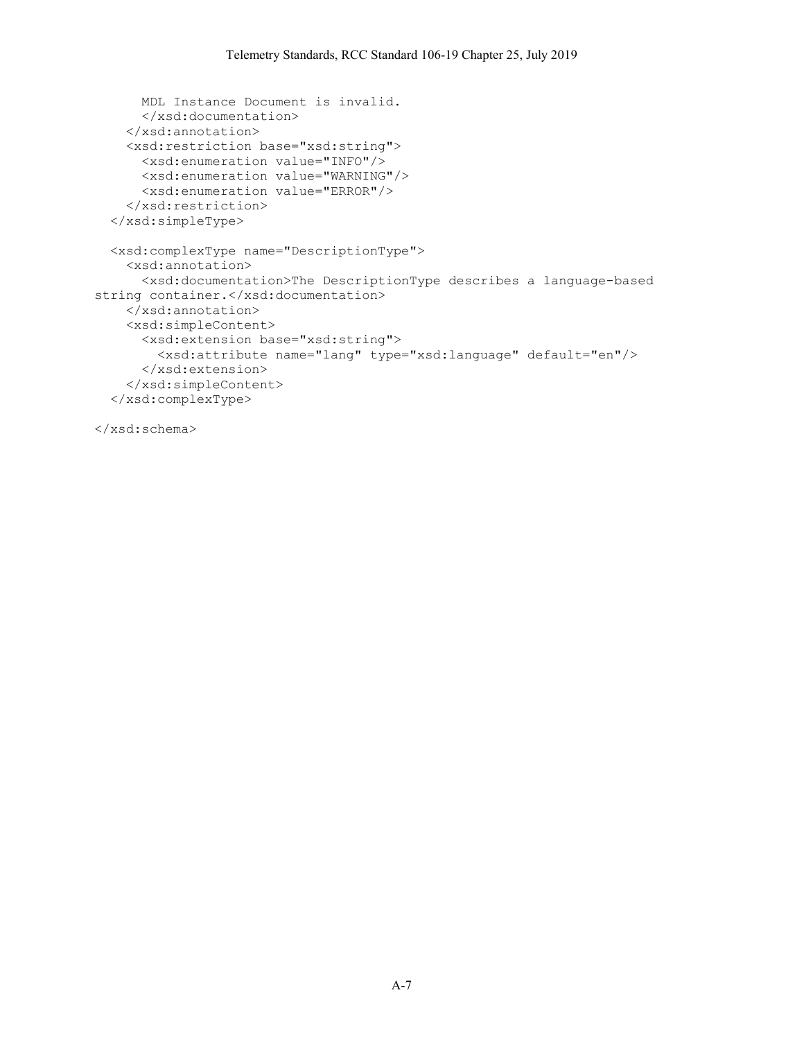```
      MDL Instance Document is invalid.
      </xsd:documentation>
    </xsd:annotation>
    <xsd:restriction base="xsd:string">
      <xsd:enumeration value="INFO"/>
      <xsd:enumeration value="WARNING"/>
      <xsd:enumeration value="ERROR"/>
    </xsd:restriction>
  </xsd:simpleType>

  <xsd:complexType name="DescriptionType">
    <xsd:annotation>
      <xsd:documentation>The DescriptionType describes a language-based
string container.</xsd:documentation>
    </xsd:annotation>
    <xsd:simpleContent>
      <xsd:extension base="xsd:string">
        <xsd:attribute name="lang" type="xsd:language" default="en"/>
      </xsd:extension>
    </xsd:simpleContent>
  </xsd:complexType>

</xsd:schema>
```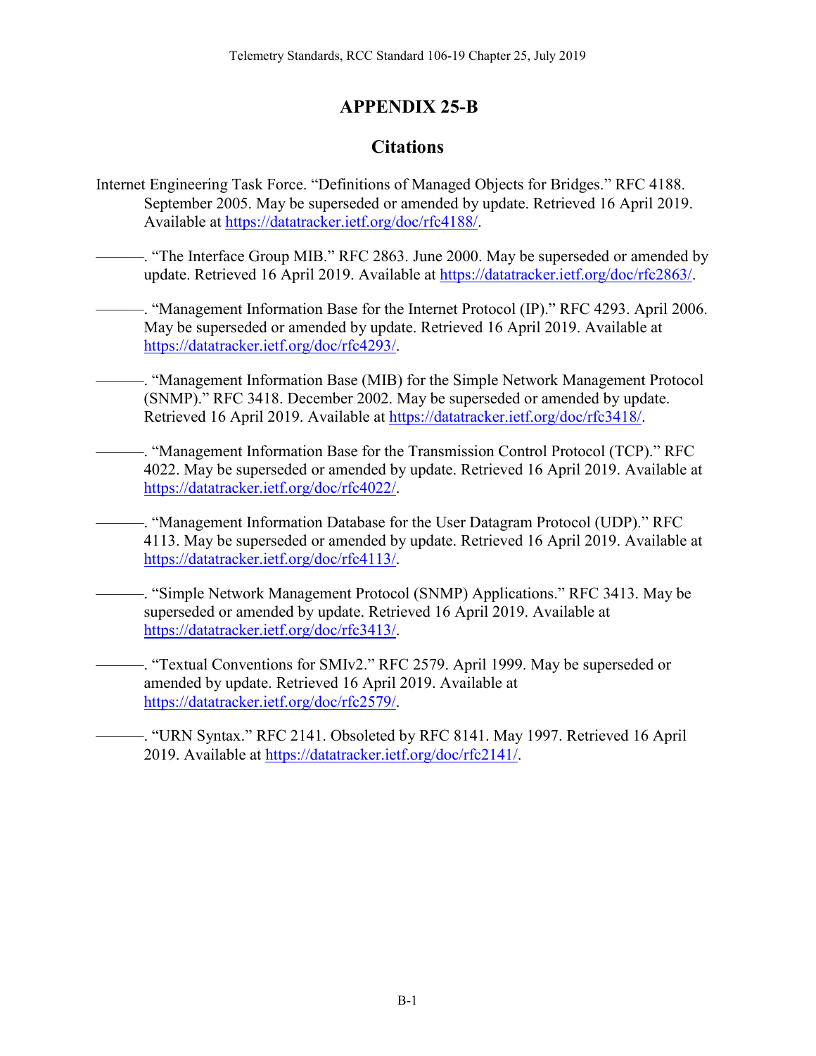# APPENDIX 25-B

## Citations

Internet Engineering Task Force. “Definitions of Managed Objects for Bridges.” RFC 4188. September 2005. May be superseded or amended by update. Retrieved 16 April 2019. Available at https://datatracker.ietf.org/doc/rfc4188/.

———. “The Interface Group MIB.” RFC 2863. June 2000. May be superseded or amended by update. Retrieved 16 April 2019. Available at https://datatracker.ietf.org/doc/rfc2863/.

———. “Management Information Base for the Internet Protocol (IP).” RFC 4293. April 2006. May be superseded or amended by update. Retrieved 16 April 2019. Available at https://datatracker.ietf.org/doc/rfc4293/.

———. “Management Information Base (MIB) for the Simple Network Management Protocol (SNMP).” RFC 3418. December 2002. May be superseded or amended by update. Retrieved 16 April 2019. Available at https://datatracker.ietf.org/doc/rfc3418/.

———. “Management Information Base for the Transmission Control Protocol (TCP).” RFC 4022. May be superseded or amended by update. Retrieved 16 April 2019. Available at https://datatracker.ietf.org/doc/rfc4022/.

———. “Management Information Database for the User Datagram Protocol (UDP).” RFC 4113. May be superseded or amended by update. Retrieved 16 April 2019. Available at https://datatracker.ietf.org/doc/rfc4113/.

———. “Simple Network Management Protocol (SNMP) Applications.” RFC 3413. May be superseded or amended by update. Retrieved 16 April 2019. Available at https://datatracker.ietf.org/doc/rfc3413/.

———. “Textual Conventions for SMIv2.” RFC 2579. April 1999. May be superseded or amended by update. Retrieved 16 April 2019. Available at https://datatracker.ietf.org/doc/rfc2579/.

———. “URN Syntax.” RFC 2141. Obsoleted by RFC 8141. May 1997. Retrieved 16 April 2019. Available at https://datatracker.ietf.org/doc/rfc2141/.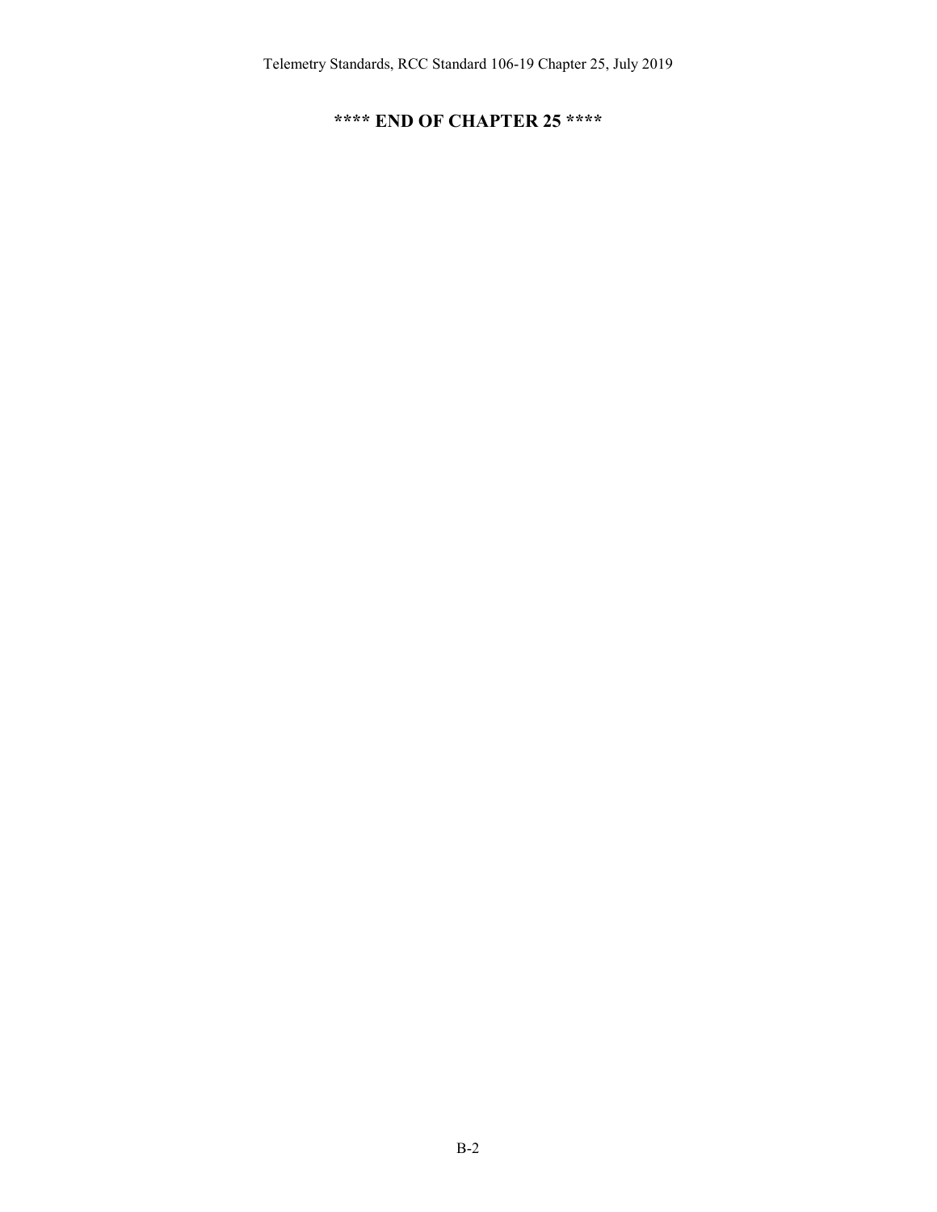**** END OF CHAPTER 25 ****